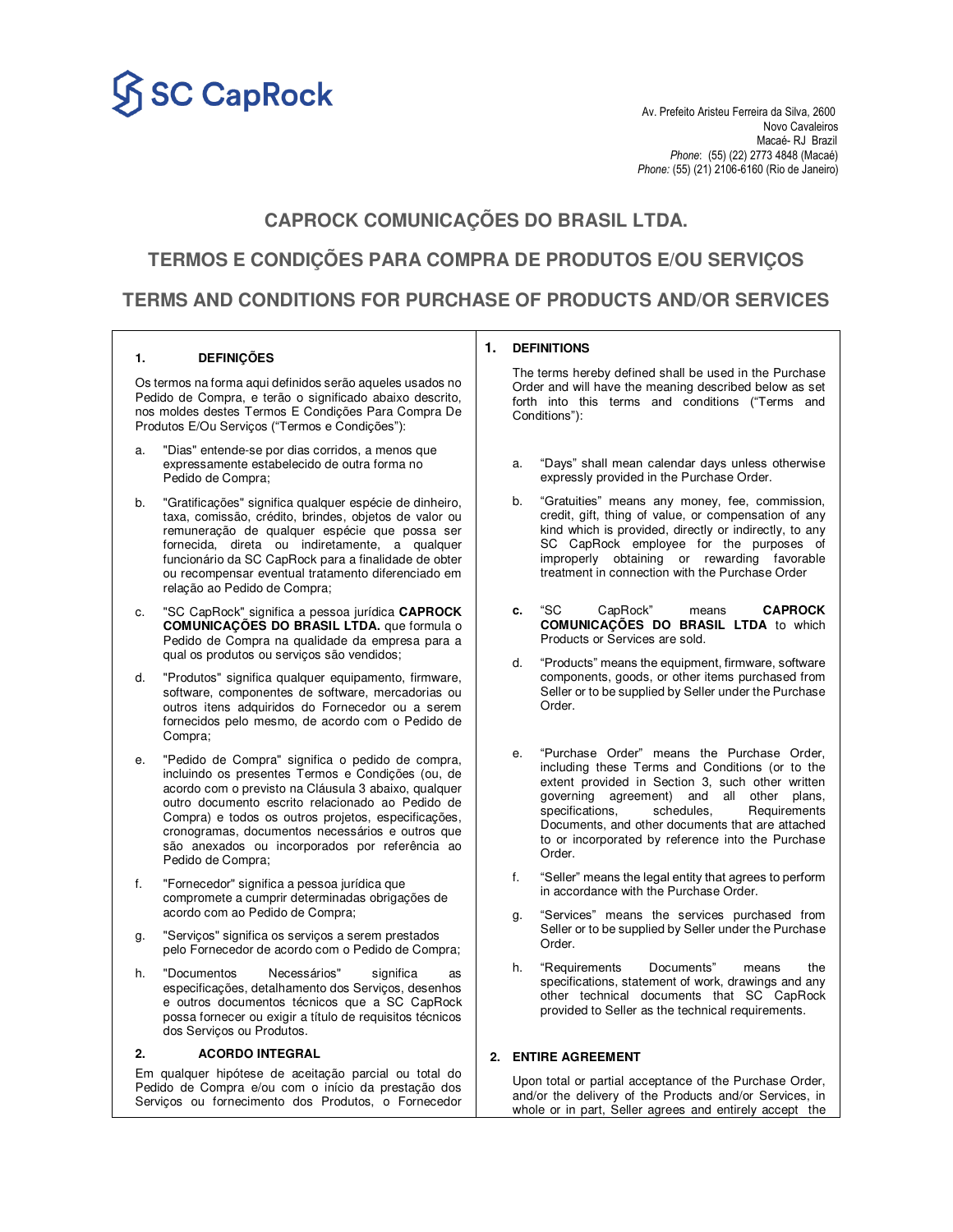SC CapRock

Av. Prefeito Aristeu Ferreira da Silva, 2600
Novo Cavaleiros
Macaé- RJ Brazil
*Phone*: (55) (22) 2773 4848 (Macaé)
*Phone:* (55) (21) 2106-6160 (Rio de Janeiro)

# CAPROCK COMUNICAÇÕES DO BRASIL LTDA.

# TERMOS E CONDIÇÕES PARA COMPRA DE PRODUTOS E/OU SERVIÇOS

# TERMS AND CONDITIONS FOR PURCHASE OF PRODUCTS AND/OR SERVICES

## 1. DEFINIÇÕES

Os termos na forma aqui definidos serão aqueles usados no Pedido de Compra, e terão o significado abaixo descrito, nos moldes destes Termos E Condições Para Compra De Produtos E/Ou Serviços ("Termos e Condições"):

a. "Dias" entende-se por dias corridos, a menos que expressamente estabelecido de outra forma no Pedido de Compra;

b. "Gratificações" significa qualquer espécie de dinheiro, taxa, comissão, crédito, brindes, objetos de valor ou remuneração de qualquer espécie que possa ser fornecida, direta ou indiretamente, a qualquer funcionário da SC CapRock para a finalidade de obter ou recompensar eventual tratamento diferenciado em relação ao Pedido de Compra;

c. "SC CapRock" significa a pessoa jurídica **CAPROCK COMUNICAÇÕES DO BRASIL LTDA.** que formula o Pedido de Compra na qualidade da empresa para a qual os produtos ou serviços são vendidos;

d. "Produtos" significa qualquer equipamento, firmware, software, componentes de software, mercadorias ou outros itens adquiridos do Fornecedor ou a serem fornecidos pelo mesmo, de acordo com o Pedido de Compra;

e. "Pedido de Compra" significa o pedido de compra, incluindo os presentes Termos e Condições (ou, de acordo com o previsto na Cláusula 3 abaixo, qualquer outro documento escrito relacionado ao Pedido de Compra) e todos os outros projetos, especificações, cronogramas, documentos necessários e outros que são anexados ou incorporados por referência ao Pedido de Compra;

f. "Fornecedor" significa a pessoa jurídica que compromete a cumprir determinadas obrigações de acordo com ao Pedido de Compra;

g. "Serviços" significa os serviços a serem prestados pelo Fornecedor de acordo com o Pedido de Compra;

h. "Documentos Necessários" significa as especificações, detalhamento dos Serviços, desenhos e outros documentos técnicos que a SC CapRock possa fornecer ou exigir a título de requisitos técnicos dos Serviços ou Produtos.

## 2. ACORDO INTEGRAL

Em qualquer hipótese de aceitação parcial ou total do Pedido de Compra e/ou com o início da prestação dos Serviços ou fornecimento dos Produtos, o Fornecedor

## 1. DEFINITIONS

The terms hereby defined shall be used in the Purchase Order and will have the meaning described below as set forth into this terms and conditions ("Terms and Conditions"):

a. "Days" shall mean calendar days unless otherwise expressly provided in the Purchase Order.

b. "Gratuities" means any money, fee, commission, credit, gift, thing of value, or compensation of any kind which is provided, directly or indirectly, to any SC CapRock employee for the purposes of improperly obtaining or rewarding favorable treatment in connection with the Purchase Order

c. "SC CapRock" means **CAPROCK COMUNICAÇÕES DO BRASIL LTDA** to which Products or Services are sold.

d. "Products" means the equipment, firmware, software components, goods, or other items purchased from Seller or to be supplied by Seller under the Purchase Order.

e. "Purchase Order" means the Purchase Order, including these Terms and Conditions (or to the extent provided in Section 3, such other written governing agreement) and all other plans, specifications, schedules, Requirements Documents, and other documents that are attached to or incorporated by reference into the Purchase Order.

f. "Seller" means the legal entity that agrees to perform in accordance with the Purchase Order.

g. "Services" means the services purchased from Seller or to be supplied by Seller under the Purchase Order.

h. "Requirements Documents" means the specifications, statement of work, drawings and any other technical documents that SC CapRock provided to Seller as the technical requirements.

## 2. ENTIRE AGREEMENT

Upon total or partial acceptance of the Purchase Order, and/or the delivery of the Products and/or Services, in whole or in part, Seller agrees and entirely accept the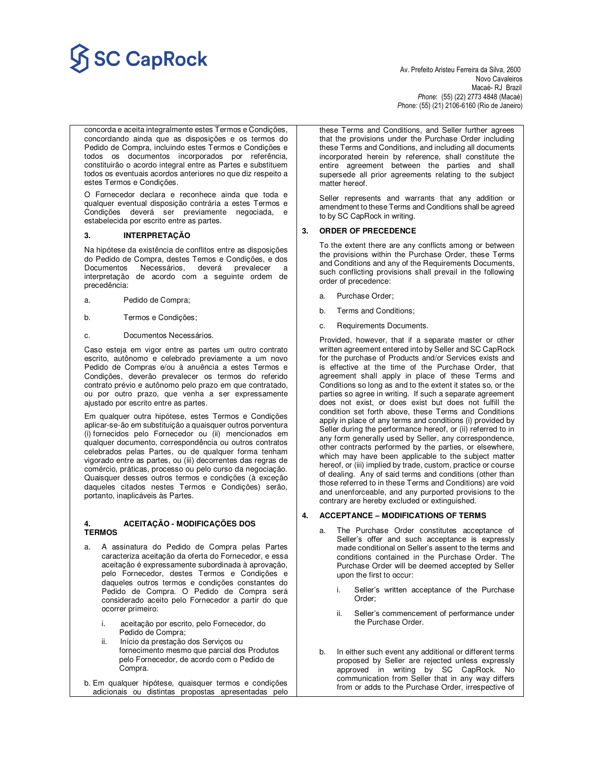concorda e aceita integralmente estes Termos e Condições, concordando ainda que as disposições e os termos do Pedido de Compra, incluindo estes Termos e Condições e todos os documentos incorporados por referência, constituirão o acordo integral entre as Partes e substituem todos os eventuais acordos anteriores no que diz respeito a estes Termos e Condições.

O Fornecedor declara e reconhece ainda que toda e qualquer eventual disposição contrária a estes Termos e Condições deverá ser previamente negociada, e estabelecida por escrito entre as partes.

### 3. INTERPRETAÇÃO

Na hipótese da existência de conflitos entre as disposições do Pedido de Compra, destes Termos e Condições, e dos Documentos Necessários, deverá prevalecer a interpretação de acordo com a seguinte ordem de precedência:

a. Pedido de Compra;

b. Termos e Condições;

c. Documentos Necessários.

Caso esteja em vigor entre as partes um outro contrato escrito, autônomo e celebrado previamente a um novo Pedido de Compras e/ou à anuência a estes Termos e Condições, deverão prevalecer os termos do referido contrato prévio e autônomo pelo prazo em que contratado, ou por outro prazo, que venha a ser expressamente ajustado por escrito entre as partes.

Em qualquer outra hipótese, estes Termos e Condições aplicar-se-ão em substituição a quaisquer outros porventura (i) fornecidos pelo Fornecedor ou (ii) mencionados em qualquer documento, correspondência ou outros contratos celebrados pelas Partes, ou de qualquer forma tenham vigorado entre as partes, ou (iii) decorrentes das regras de comércio, práticas, processo ou pelo curso da negociação. Quaisquer desses outros termos e condições (à exceção daqueles citados nestes Termos e Condições) serão, portanto, inaplicáveis às Partes.

### 4. ACEITAÇÃO - MODIFICAÇÕES DOS TERMOS

a. A assinatura do Pedido de Compra pelas Partes caracteriza aceitação da oferta do Fornecedor, e essa aceitação é expressamente subordinada à aprovação, pelo Fornecedor, destes Termos e Condições e daqueles outros termos e condições constantes do Pedido de Compra. O Pedido de Compra será considerado aceito pelo Fornecedor a partir do que ocorrer primeiro:

   i. aceitação por escrito, pelo Fornecedor, do Pedido de Compra;
   ii. Início da prestação dos Serviços ou fornecimento mesmo que parcial dos Produtos pelo Fornecedor, de acordo com o Pedido de Compra.

b. Em qualquer hipótese, quaisquer termos e condições adicionais ou distintas propostas apresentadas pelo

---

these Terms and Conditions, and Seller further agrees that the provisions under the Purchase Order including these Terms and Conditions, and including all documents incorporated herein by reference, shall constitute the entire agreement between the parties and shall supersede all prior agreements relating to the subject matter hereof.

Seller represents and warrants that any addition or amendment to these Terms and Conditions shall be agreed to by SC CapRock in writing.

### 3. ORDER OF PRECEDENCE

To the extent there are any conflicts among or between the provisions within the Purchase Order, these Terms and Conditions and any of the Requirements Documents, such conflicting provisions shall prevail in the following order of precedence:

a. Purchase Order;

b. Terms and Conditions;

c. Requirements Documents.

Provided, however, that if a separate master or other written agreement entered into by Seller and SC CapRock for the purchase of Products and/or Services exists and is effective at the time of the Purchase Order, that agreement shall apply in place of these Terms and Conditions so long as and to the extent it states so, or the parties so agree in writing. If such a separate agreement does not exist, or does exist but does not fulfill the condition set forth above, these Terms and Conditions apply in place of any terms and conditions (i) provided by Seller during the performance hereof, or (ii) referred to in any form generally used by Seller, any correspondence, other contracts performed by the parties, or elsewhere, which may have been applicable to the subject matter hereof, or (iii) implied by trade, custom, practice or course of dealing. Any of said terms and conditions (other than those referred to in these Terms and Conditions) are void and unenforceable, and any purported provisions to the contrary are hereby excluded or extinguished.

### 4. ACCEPTANCE – MODIFICATIONS OF TERMS

a. The Purchase Order constitutes acceptance of Seller's offer and such acceptance is expressly made conditional on Seller's assent to the terms and conditions contained in the Purchase Order. The Purchase Order will be deemed accepted by Seller upon the first to occur:

   i. Seller's written acceptance of the Purchase Order;

   ii. Seller's commencement of performance under the Purchase Order.

b. In either such event any additional or different terms proposed by Seller are rejected unless expressly approved in writing by SC CapRock. No communication from Seller that in any way differs from or adds to the Purchase Order, irrespective of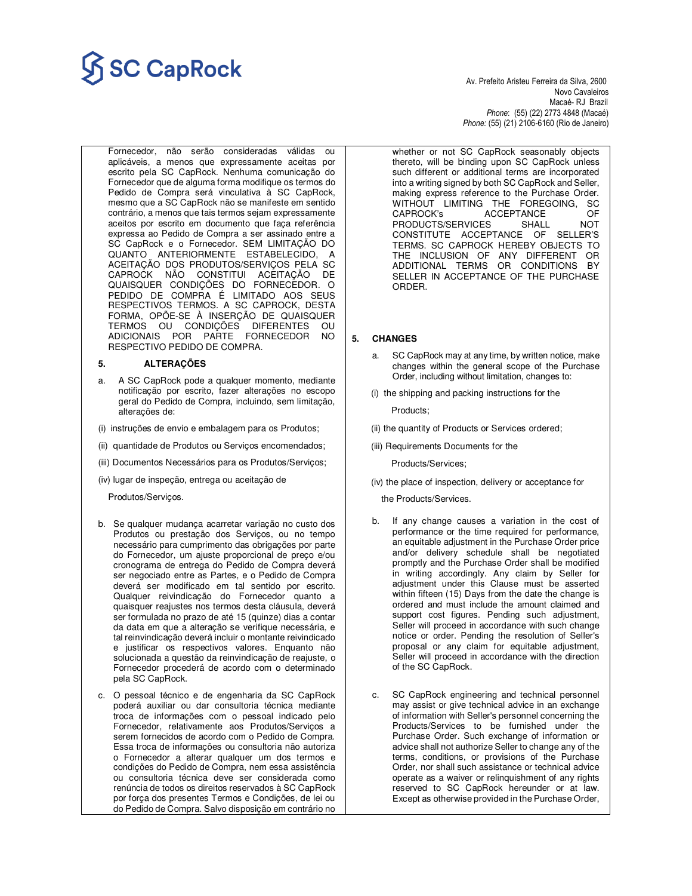Fornecedor, não serão consideradas válidas ou aplicáveis, a menos que expressamente aceitas por escrito pela SC CapRock. Nenhuma comunicação do Fornecedor que de alguma forma modifique os termos do Pedido de Compra será vinculativa à SC CapRock, mesmo que a SC CapRock não se manifeste em sentido contrário, a menos que tais termos sejam expressamente aceitos por escrito em documento que faça referência expressa ao Pedido de Compra a ser assinado entre a SC CapRock e o Fornecedor. SEM LIMITAÇÃO DO QUANTO ANTERIORMENTE ESTABELECIDO, A ACEITAÇÃO DOS PRODUTOS/SERVIÇOS PELA SC CAPROCK NÃO CONSTITUI ACEITAÇÃO DE QUAISQUER CONDIÇÕES DO FORNECEDOR. O PEDIDO DE COMPRA É LIMITADO AOS SEUS RESPECTIVOS TERMOS. A SC CAPROCK, DESTA FORMA, OPÕE-SE À INSERÇÃO DE QUAISQUER TERMOS OU CONDIÇÕES DIFERENTES OU ADICIONAIS POR PARTE FORNECEDOR NO RESPECTIVO PEDIDO DE COMPRA.

## 5. ALTERAÇÕES

a. A SC CapRock pode a qualquer momento, mediante notificação por escrito, fazer alterações no escopo geral do Pedido de Compra, incluindo, sem limitação, alterações de:

(i) instruções de envio e embalagem para os Produtos;

(ii) quantidade de Produtos ou Serviços encomendados;

(iii) Documentos Necessários para os Produtos/Serviços;

(iv) lugar de inspeção, entrega ou aceitação de Produtos/Serviços.

b. Se qualquer mudança acarretar variação no custo dos Produtos ou prestação dos Serviços, ou no tempo necessário para cumprimento das obrigações por parte do Fornecedor, um ajuste proporcional de preço e/ou cronograma de entrega do Pedido de Compra deverá ser negociado entre as Partes, e o Pedido de Compra deverá ser modificado em tal sentido por escrito. Qualquer reivindicação do Fornecedor quanto a quaisquer reajustes nos termos desta cláusula, deverá ser formulada no prazo de até 15 (quinze) dias a contar da data em que a alteração se verifique necessária, e tal reinvindicação deverá incluir o montante reivindicado e justificar os respectivos valores. Enquanto não solucionada a questão da reinvindicação de reajuste, o Fornecedor procederá de acordo com o determinado pela SC CapRock.

c. O pessoal técnico e de engenharia da SC CapRock poderá auxiliar ou dar consultoria técnica mediante troca de informações com o pessoal indicado pelo Fornecedor, relativamente aos Produtos/Serviços a serem fornecidos de acordo com o Pedido de Compra. Essa troca de informações ou consultoria não autoriza o Fornecedor a alterar qualquer um dos termos e condições do Pedido de Compra, nem essa assistência ou consultoria técnica deve ser considerada como renúncia de todos os direitos reservados à SC CapRock por força dos presentes Termos e Condições, de lei ou do Pedido de Compra. Salvo disposição em contrário no

whether or not SC CapRock seasonably objects thereto, will be binding upon SC CapRock unless such different or additional terms are incorporated into a writing signed by both SC CapRock and Seller, making express reference to the Purchase Order. WITHOUT LIMITING THE FOREGOING, SC CAPROCK's ACCEPTANCE OF PRODUCTS/SERVICES SHALL NOT CONSTITUTE ACCEPTANCE OF SELLER'S TERMS. SC CAPROCK HEREBY OBJECTS TO THE INCLUSION OF ANY DIFFERENT OR ADDITIONAL TERMS OR CONDITIONS BY SELLER IN ACCEPTANCE OF THE PURCHASE ORDER.

## 5. CHANGES

a. SC CapRock may at any time, by written notice, make changes within the general scope of the Purchase Order, including without limitation, changes to:

(i) the shipping and packing instructions for the Products;

(ii) the quantity of Products or Services ordered;

(iii) Requirements Documents for the Products/Services;

(iv) the place of inspection, delivery or acceptance for the Products/Services.

b. If any change causes a variation in the cost of performance or the time required for performance, an equitable adjustment in the Purchase Order price and/or delivery schedule shall be negotiated promptly and the Purchase Order shall be modified in writing accordingly. Any claim by Seller for adjustment under this Clause must be asserted within fifteen (15) Days from the date the change is ordered and must include the amount claimed and support cost figures. Pending such adjustment, Seller will proceed in accordance with such change notice or order. Pending the resolution of Seller's proposal or any claim for equitable adjustment, Seller will proceed in accordance with the direction of the SC CapRock.

c. SC CapRock engineering and technical personnel may assist or give technical advice in an exchange of information with Seller's personnel concerning the Products/Services to be furnished under the Purchase Order. Such exchange of information or advice shall not authorize Seller to change any of the terms, conditions, or provisions of the Purchase Order, nor shall such assistance or technical advice operate as a waiver or relinquishment of any rights reserved to SC CapRock hereunder or at law. Except as otherwise provided in the Purchase Order,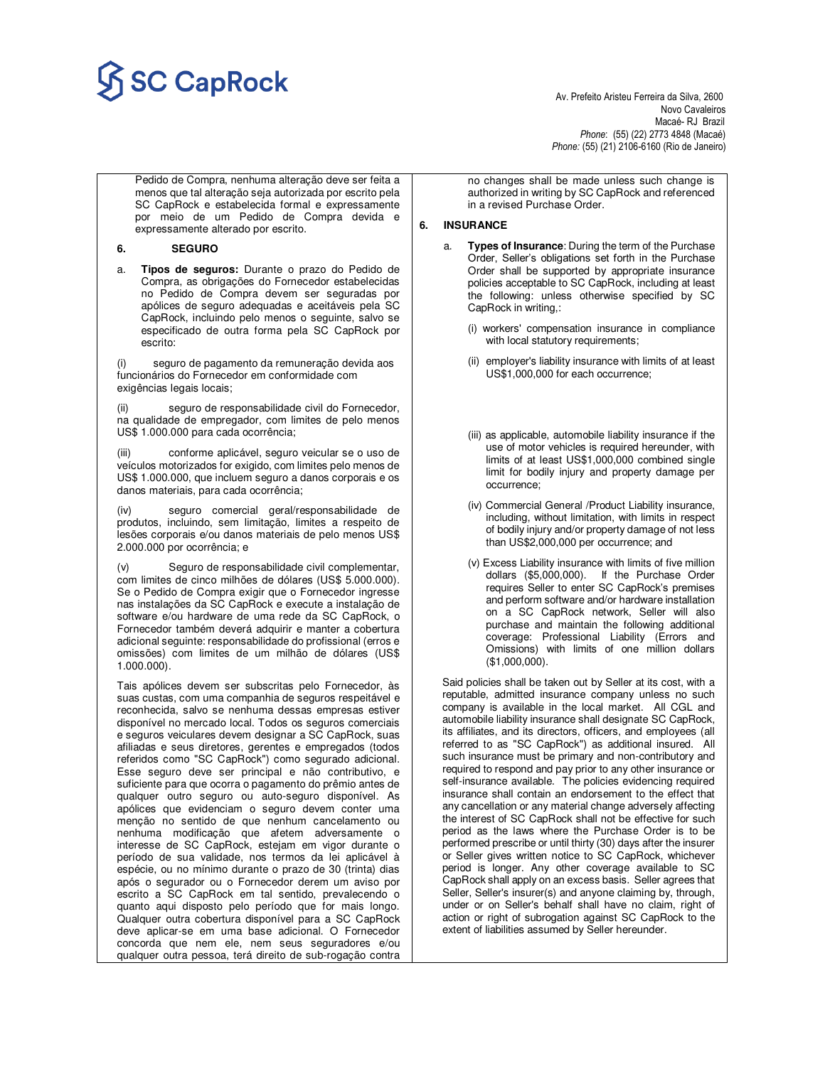Pedido de Compra, nenhuma alteração deve ser feita a menos que tal alteração seja autorizada por escrito pela SC CapRock e estabelecida formal e expressamente por meio de um Pedido de Compra devida e expressamente alterado por escrito.

## 6. SEGURO

a. **Tipos de seguros:** Durante o prazo do Pedido de Compra, as obrigações do Fornecedor estabelecidas no Pedido de Compra devem ser seguradas por apólices de seguro adequadas e aceitáveis pela SC CapRock, incluindo pelo menos o seguinte, salvo se especificado de outra forma pela SC CapRock por escrito:

(i) seguro de pagamento da remuneração devida aos funcionários do Fornecedor em conformidade com exigências legais locais;

(ii) seguro de responsabilidade civil do Fornecedor, na qualidade de empregador, com limites de pelo menos US$ 1.000.000 para cada ocorrência;

(iii) conforme aplicável, seguro veicular se o uso de veículos motorizados for exigido, com limites pelo menos de US$ 1.000.000, que incluem seguro a danos corporais e os danos materiais, para cada ocorrência;

(iv) seguro comercial geral/responsabilidade de produtos, incluindo, sem limitação, limites a respeito de lesões corporais e/ou danos materiais de pelo menos US$ 2.000.000 por ocorrência; e

(v) Seguro de responsabilidade civil complementar, com limites de cinco milhões de dólares (US$ 5.000.000). Se o Pedido de Compra exigir que o Fornecedor ingresse nas instalações da SC CapRock e execute a instalação de software e/ou hardware de uma rede da SC CapRock, o Fornecedor também deverá adquirir e manter a cobertura adicional seguinte: responsabilidade do profissional (erros e omissões) com limites de um milhão de dólares (US$ 1.000.000).

Tais apólices devem ser subscritas pelo Fornecedor, às suas custas, com uma companhia de seguros respeitável e reconhecida, salvo se nenhuma dessas empresas estiver disponível no mercado local. Todos os seguros comerciais e seguros veiculares devem designar a SC CapRock, suas afiliadas e seus diretores, gerentes e empregados (todos referidos como "SC CapRock") como segurado adicional. Esse seguro deve ser principal e não contributivo, e suficiente para que ocorra o pagamento do prêmio antes de qualquer outro seguro ou auto-seguro disponível. As apólices que evidenciam o seguro devem conter uma menção no sentido de que nenhum cancelamento ou nenhuma modificação que afetem adversamente o interesse de SC CapRock, estejam em vigor durante o período de sua validade, nos termos da lei aplicável à espécie, ou no mínimo durante o prazo de 30 (trinta) dias após o segurador ou o Fornecedor derem um aviso por escrito a SC CapRock em tal sentido, prevalecendo o quanto aqui disposto pelo período que for mais longo. Qualquer outra cobertura disponível para a SC CapRock deve aplicar-se em uma base adicional. O Fornecedor concorda que nem ele, nem seus seguradores e/ou qualquer outra pessoa, terá direito de sub-rogação contra

no changes shall be made unless such change is authorized in writing by SC CapRock and referenced in a revised Purchase Order.

## 6. INSURANCE

a. **Types of Insurance**: During the term of the Purchase Order, Seller's obligations set forth in the Purchase Order shall be supported by appropriate insurance policies acceptable to SC CapRock, including at least the following: unless otherwise specified by SC CapRock in writing,:

(i) workers' compensation insurance in compliance with local statutory requirements;

(ii) employer's liability insurance with limits of at least US$1,000,000 for each occurrence;

(iii) as applicable, automobile liability insurance if the use of motor vehicles is required hereunder, with limits of at least US$1,000,000 combined single limit for bodily injury and property damage per occurrence;

(iv) Commercial General /Product Liability insurance, including, without limitation, with limits in respect of bodily injury and/or property damage of not less than US$2,000,000 per occurrence; and

(v) Excess Liability insurance with limits of five million dollars ($5,000,000). If the Purchase Order requires Seller to enter SC CapRock's premises and perform software and/or hardware installation on a SC CapRock network, Seller will also purchase and maintain the following additional coverage: Professional Liability (Errors and Omissions) with limits of one million dollars ($1,000,000).

Said policies shall be taken out by Seller at its cost, with a reputable, admitted insurance company unless no such company is available in the local market. All CGL and automobile liability insurance shall designate SC CapRock, its affiliates, and its directors, officers, and employees (all referred to as "SC CapRock") as additional insured. All such insurance must be primary and non-contributory and required to respond and pay prior to any other insurance or self-insurance available. The policies evidencing required insurance shall contain an endorsement to the effect that any cancellation or any material change adversely affecting the interest of SC CapRock shall not be effective for such period as the laws where the Purchase Order is to be performed prescribe or until thirty (30) days after the insurer or Seller gives written notice to SC CapRock, whichever period is longer. Any other coverage available to SC CapRock shall apply on an excess basis. Seller agrees that Seller, Seller's insurer(s) and anyone claiming by, through, under or on Seller's behalf shall have no claim, right of action or right of subrogation against SC CapRock to the extent of liabilities assumed by Seller hereunder.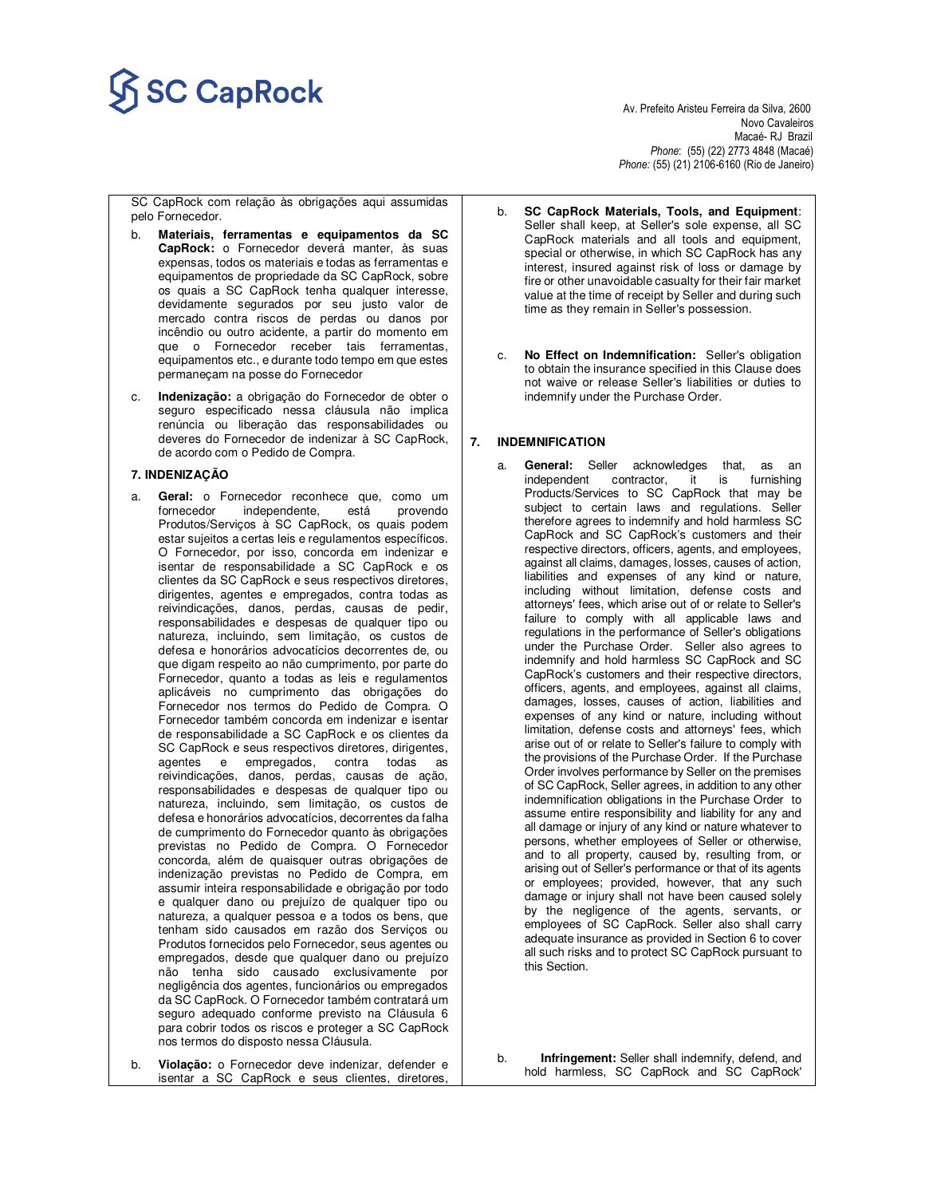SC CapRock com relação às obrigações aqui assumidas pelo Fornecedor.

b. **Materiais, ferramentas e equipamentos da SC CapRock:** o Fornecedor deverá manter, às suas expensas, todos os materiais e todas as ferramentas e equipamentos de propriedade da SC CapRock, sobre os quais a SC CapRock tenha qualquer interesse, devidamente segurados por seu justo valor de mercado contra riscos de perdas ou danos por incêndio ou outro acidente, a partir do momento em que o Fornecedor receber tais ferramentas, equipamentos etc., e durante todo tempo em que estes permaneçam na posse do Fornecedor

c. **Indenização:** a obrigação do Fornecedor de obter o seguro especificado nessa cláusula não implica renúncia ou liberação das responsabilidades ou deveres do Fornecedor de indenizar à SC CapRock, de acordo com o Pedido de Compra.

## 7. INDENIZAÇÃO

a. **Geral:** o Fornecedor reconhece que, como um fornecedor independente, está provendo Produtos/Serviços à SC CapRock, os quais podem estar sujeitos a certas leis e regulamentos específicos. O Fornecedor, por isso, concorda em indenizar e isentar de responsabilidade a SC CapRock e os clientes da SC CapRock e seus respectivos diretores, dirigentes, agentes e empregados, contra todas as reivindicações, danos, perdas, causas de pedir, responsabilidades e despesas de qualquer tipo ou natureza, incluindo, sem limitação, os custos de defesa e honorários advocatícios decorrentes de, ou que digam respeito ao não cumprimento, por parte do Fornecedor, quanto a todas as leis e regulamentos aplicáveis no cumprimento das obrigações do Fornecedor nos termos do Pedido de Compra. O Fornecedor também concorda em indenizar e isentar de responsabilidade a SC CapRock e os clientes da SC CapRock e seus respectivos diretores, dirigentes, agentes e empregados, contra todas as reivindicações, danos, perdas, causas de ação, responsabilidades e despesas de qualquer tipo ou natureza, incluindo, sem limitação, os custos de defesa e honorários advocatícios, decorrentes da falha de cumprimento do Fornecedor quanto às obrigações previstas no Pedido de Compra. O Fornecedor concorda, além de quaisquer outras obrigações de indenização previstas no Pedido de Compra, em assumir inteira responsabilidade e obrigação por todo e qualquer dano ou prejuízo de qualquer tipo ou natureza, a qualquer pessoa e a todos os bens, que tenham sido causados em razão dos Serviços ou Produtos fornecidos pelo Fornecedor, seus agentes ou empregados, desde que qualquer dano ou prejuízo não tenha sido causado exclusivamente por negligência dos agentes, funcionários ou empregados da SC CapRock. O Fornecedor também contratará um seguro adequado conforme previsto na Cláusula 6 para cobrir todos os riscos e proteger a SC CapRock nos termos do disposto nessa Cláusula.

b. **Violação:** o Fornecedor deve indenizar, defender e isentar a SC CapRock e seus clientes, diretores,

b. **SC CapRock Materials, Tools, and Equipment**: Seller shall keep, at Seller's sole expense, all SC CapRock materials and all tools and equipment, special or otherwise, in which SC CapRock has any interest, insured against risk of loss or damage by fire or other unavoidable casualty for their fair market value at the time of receipt by Seller and during such time as they remain in Seller's possession.

c. **No Effect on Indemnification:** Seller's obligation to obtain the insurance specified in this Clause does not waive or release Seller's liabilities or duties to indemnify under the Purchase Order.

## 7. INDEMNIFICATION

a. **General:** Seller acknowledges that, as an independent contractor, it is furnishing Products/Services to SC CapRock that may be subject to certain laws and regulations. Seller therefore agrees to indemnify and hold harmless SC CapRock and SC CapRock's customers and their respective directors, officers, agents, and employees, against all claims, damages, losses, causes of action, liabilities and expenses of any kind or nature, including without limitation, defense costs and attorneys' fees, which arise out of or relate to Seller's failure to comply with all applicable laws and regulations in the performance of Seller's obligations under the Purchase Order. Seller also agrees to indemnify and hold harmless SC CapRock and SC CapRock's customers and their respective directors, officers, agents, and employees, against all claims, damages, losses, causes of action, liabilities and expenses of any kind or nature, including without limitation, defense costs and attorneys' fees, which arise out of or relate to Seller's failure to comply with the provisions of the Purchase Order. If the Purchase Order involves performance by Seller on the premises of SC CapRock, Seller agrees, in addition to any other indemnification obligations in the Purchase Order to assume entire responsibility and liability for any and all damage or injury of any kind or nature whatever to persons, whether employees of Seller or otherwise, and to all property, caused by, resulting from, or arising out of Seller's performance or that of its agents or employees; provided, however, that any such damage or injury shall not have been caused solely by the negligence of the agents, servants, or employees of SC CapRock. Seller also shall carry adequate insurance as provided in Section 6 to cover all such risks and to protect SC CapRock pursuant to this Section.

b. **Infringement:** Seller shall indemnify, defend, and hold harmless, SC CapRock and SC CapRock'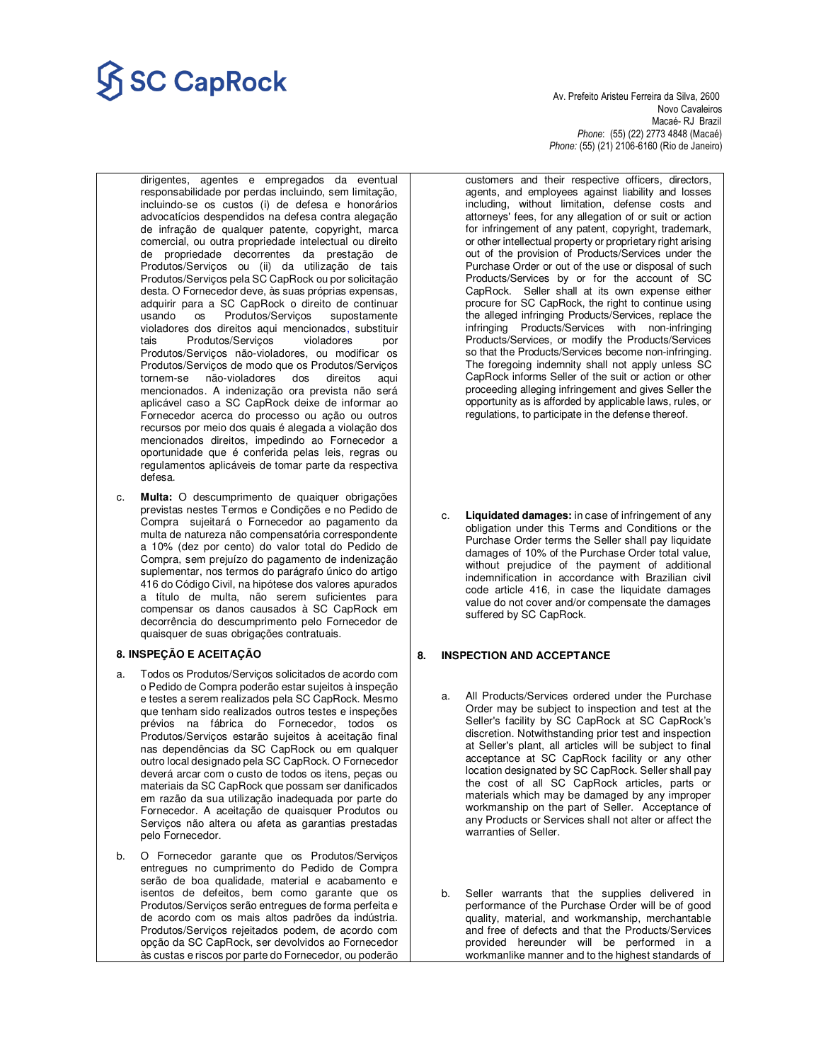dirigentes, agentes e empregados da eventual responsabilidade por perdas incluindo, sem limitação, incluindo-se os custos (i) de defesa e honorários advocatícios despendidos na defesa contra alegação de infração de qualquer patente, copyright, marca comercial, ou outra propriedade intelectual ou direito de propriedade decorrentes da prestação de Produtos/Serviços ou (ii) da utilização de tais Produtos/Serviços pela SC CapRock ou por solicitação desta. O Fornecedor deve, às suas próprias expensas, adquirir para a SC CapRock o direito de continuar usando os Produtos/Serviços supostamente violadores dos direitos aqui mencionados, substituir tais Produtos/Serviços violadores por Produtos/Serviços não-violadores, ou modificar os Produtos/Serviços de modo que os Produtos/Serviços tornem-se não-violadores dos direitos aqui mencionados. A indenização ora prevista não será aplicável caso a SC CapRock deixe de informar ao Fornecedor acerca do processo ou ação ou outros recursos por meio dos quais é alegada a violação dos mencionados direitos, impedindo ao Fornecedor a oportunidade que é conferida pelas leis, regras ou regulamentos aplicáveis de tomar parte da respectiva defesa.

c. **Multa:** O descumprimento de quaiquer obrigações previstas nestes Termos e Condições e no Pedido de Compra sujeitará o Fornecedor ao pagamento da multa de natureza não compensatória correspondente a 10% (dez por cento) do valor total do Pedido de Compra, sem prejuízo do pagamento de indenização suplementar, nos termos do parágrafo único do artigo 416 do Código Civil, na hipótese dos valores apurados a título de multa, não serem suficientes para compensar os danos causados à SC CapRock em decorrência do descumprimento pelo Fornecedor de quaisquer de suas obrigações contratuais.

**8. INSPEÇÃO E ACEITAÇÃO**

a. Todos os Produtos/Serviços solicitados de acordo com o Pedido de Compra poderão estar sujeitos à inspeção e testes a serem realizados pela SC CapRock. Mesmo que tenham sido realizados outros testes e inspeções prévios na fábrica do Fornecedor, todos os Produtos/Serviços estarão sujeitos à aceitação final nas dependências da SC CapRock ou em qualquer outro local designado pela SC CapRock. O Fornecedor deverá arcar com o custo de todos os itens, peças ou materiais da SC CapRock que possam ser danificados em razão da sua utilização inadequada por parte do Fornecedor. A aceitação de quaisquer Produtos ou Serviços não altera ou afeta as garantias prestadas pelo Fornecedor.

b. O Fornecedor garante que os Produtos/Serviços entregues no cumprimento do Pedido de Compra serão de boa qualidade, material e acabamento e isentos de defeitos, bem como garante que os Produtos/Serviços serão entregues de forma perfeita e de acordo com os mais altos padrões da indústria. Produtos/Serviços rejeitados podem, de acordo com opção da SC CapRock, ser devolvidos ao Fornecedor às custas e riscos por parte do Fornecedor, ou poderão

customers and their respective officers, directors, agents, and employees against liability and losses including, without limitation, defense costs and attorneys' fees, for any allegation of or suit or action for infringement of any patent, copyright, trademark, or other intellectual property or proprietary right arising out of the provision of Products/Services under the Purchase Order or out of the use or disposal of such Products/Services by or for the account of SC CapRock. Seller shall at its own expense either procure for SC CapRock, the right to continue using the alleged infringing Products/Services, replace the infringing Products/Services with non-infringing Products/Services, or modify the Products/Services so that the Products/Services become non-infringing. The foregoing indemnity shall not apply unless SC CapRock informs Seller of the suit or action or other proceeding alleging infringement and gives Seller the opportunity as is afforded by applicable laws, rules, or regulations, to participate in the defense thereof.

c. **Liquidated damages:** in case of infringement of any obligation under this Terms and Conditions or the Purchase Order terms the Seller shall pay liquidate damages of 10% of the Purchase Order total value, without prejudice of the payment of additional indemnification in accordance with Brazilian civil code article 416, in case the liquidate damages value do not cover and/or compensate the damages suffered by SC CapRock.

**8. INSPECTION AND ACCEPTANCE**

a. All Products/Services ordered under the Purchase Order may be subject to inspection and test at the Seller's facility by SC CapRock at SC CapRock's discretion. Notwithstanding prior test and inspection at Seller's plant, all articles will be subject to final acceptance at SC CapRock facility or any other location designated by SC CapRock. Seller shall pay the cost of all SC CapRock articles, parts or materials which may be damaged by any improper workmanship on the part of Seller. Acceptance of any Products or Services shall not alter or affect the warranties of Seller.

b. Seller warrants that the supplies delivered in performance of the Purchase Order will be of good quality, material, and workmanship, merchantable and free of defects and that the Products/Services provided hereunder will be performed in a workmanlike manner and to the highest standards of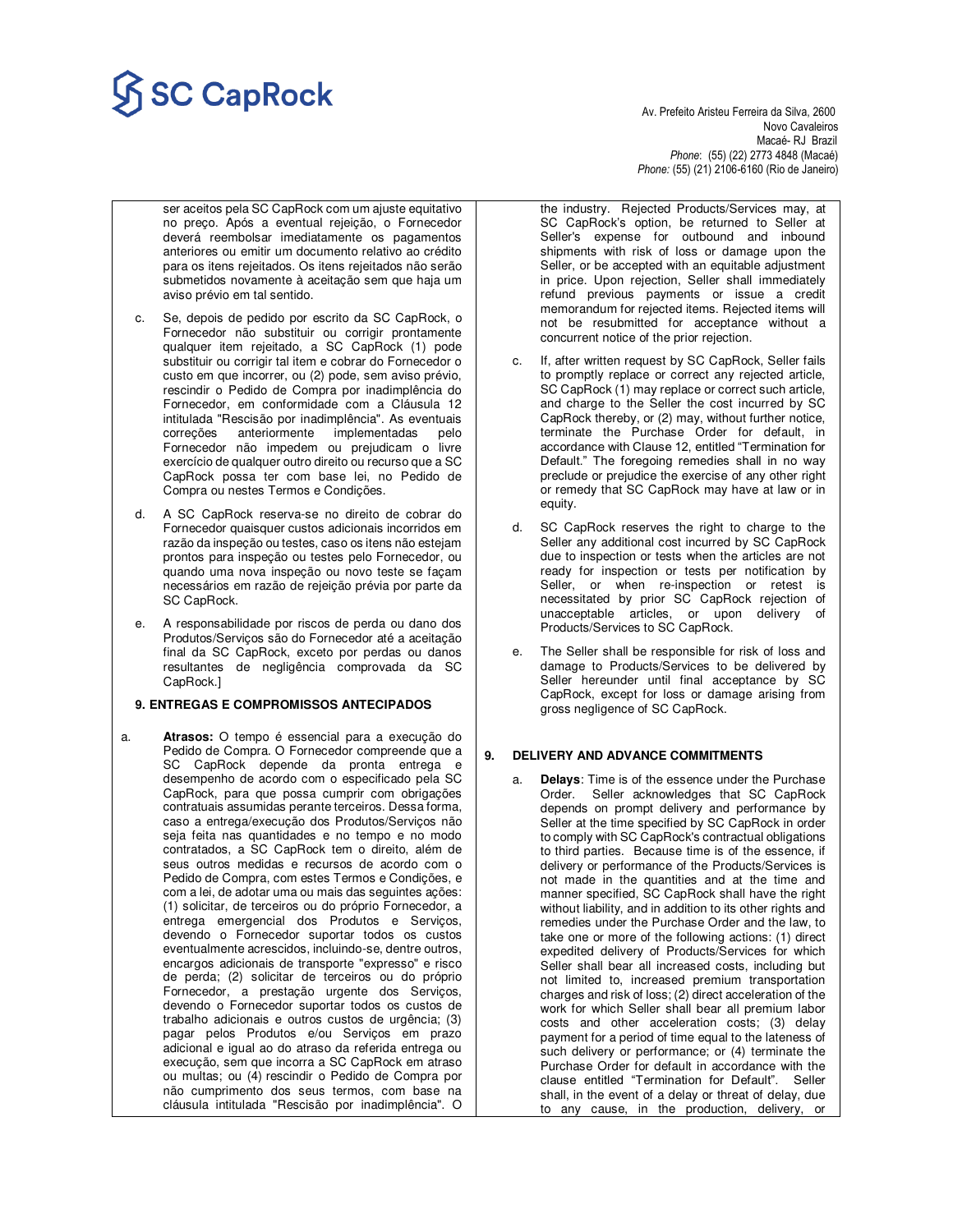ser aceitos pela SC CapRock com um ajuste equitativo no preço. Após a eventual rejeição, o Fornecedor deverá reembolsar imediatamente os pagamentos anteriores ou emitir um documento relativo ao crédito para os itens rejeitados. Os itens rejeitados não serão submetidos novamente à aceitação sem que haja um aviso prévio em tal sentido.

c. Se, depois de pedido por escrito da SC CapRock, o Fornecedor não substituir ou corrigir prontamente qualquer item rejeitado, a SC CapRock (1) pode substituir ou corrigir tal item e cobrar do Fornecedor o custo em que incorrer, ou (2) pode, sem aviso prévio, rescindir o Pedido de Compra por inadimplência do Fornecedor, em conformidade com a Cláusula 12 intitulada "Rescisão por inadimplência". As eventuais correções anteriormente implementadas pelo Fornecedor não impedem ou prejudicam o livre exercício de qualquer outro direito ou recurso que a SC CapRock possa ter com base lei, no Pedido de Compra ou nestes Termos e Condições.

d. A SC CapRock reserva-se no direito de cobrar do Fornecedor quaisquer custos adicionais incorridos em razão da inspeção ou testes, caso os itens não estejam prontos para inspeção ou testes pelo Fornecedor, ou quando uma nova inspeção ou novo teste se façam necessários em razão de rejeição prévia por parte da SC CapRock.

e. A responsabilidade por riscos de perda ou dano dos Produtos/Serviços são do Fornecedor até a aceitação final da SC CapRock, exceto por perdas ou danos resultantes de negligência comprovada da SC CapRock.]

**9. ENTREGAS E COMPROMISSOS ANTECIPADOS**

a. **Atrasos:** O tempo é essencial para a execução do Pedido de Compra. O Fornecedor compreende que a SC CapRock depende da pronta entrega e desempenho de acordo com o especificado pela SC CapRock, para que possa cumprir com obrigações contratuais assumidas perante terceiros. Dessa forma, caso a entrega/execução dos Produtos/Serviços não seja feita nas quantidades e no tempo e no modo contratados, a SC CapRock tem o direito, além de seus outros medidas e recursos de acordo com o Pedido de Compra, com estes Termos e Condições, e com a lei, de adotar uma ou mais das seguintes ações: (1) solicitar, de terceiros ou do próprio Fornecedor, a entrega emergencial dos Produtos e Serviços, devendo o Fornecedor suportar todos os custos eventualmente acrescidos, incluindo-se, dentre outros, encargos adicionais de transporte "expresso" e risco de perda; (2) solicitar de terceiros ou do próprio Fornecedor, a prestação urgente dos Serviços, devendo o Fornecedor suportar todos os custos de trabalho adicionais e outros custos de urgência; (3) pagar pelos Produtos e/ou Serviços em prazo adicional e igual ao do atraso da referida entrega ou execução, sem que incorra a SC CapRock em atraso ou multas; ou (4) rescindir o Pedido de Compra por não cumprimento dos seus termos, com base na cláusula intitulada "Rescisão por inadimplência". O

the industry. Rejected Products/Services may, at SC CapRock's option, be returned to Seller at Seller's expense for outbound and inbound shipments with risk of loss or damage upon the Seller, or be accepted with an equitable adjustment in price. Upon rejection, Seller shall immediately refund previous payments or issue a credit memorandum for rejected items. Rejected items will not be resubmitted for acceptance without a concurrent notice of the prior rejection.

c. If, after written request by SC CapRock, Seller fails to promptly replace or correct any rejected article, SC CapRock (1) may replace or correct such article, and charge to the Seller the cost incurred by SC CapRock thereby, or (2) may, without further notice, terminate the Purchase Order for default, in accordance with Clause 12, entitled "Termination for Default." The foregoing remedies shall in no way preclude or prejudice the exercise of any other right or remedy that SC CapRock may have at law or in equity.

d. SC CapRock reserves the right to charge to the Seller any additional cost incurred by SC CapRock due to inspection or tests when the articles are not ready for inspection or tests per notification by Seller, or when re-inspection or retest is necessitated by prior SC CapRock rejection of unacceptable articles, or upon delivery of Products/Services to SC CapRock.

e. The Seller shall be responsible for risk of loss and damage to Products/Services to be delivered by Seller hereunder until final acceptance by SC CapRock, except for loss or damage arising from gross negligence of SC CapRock.

**9. DELIVERY AND ADVANCE COMMITMENTS**

a. **Delays**: Time is of the essence under the Purchase Order. Seller acknowledges that SC CapRock depends on prompt delivery and performance by Seller at the time specified by SC CapRock in order to comply with SC CapRock's contractual obligations to third parties. Because time is of the essence, if delivery or performance of the Products/Services is not made in the quantities and at the time and manner specified, SC CapRock shall have the right without liability, and in addition to its other rights and remedies under the Purchase Order and the law, to take one or more of the following actions: (1) direct expedited delivery of Products/Services for which Seller shall bear all increased costs, including but not limited to, increased premium transportation charges and risk of loss; (2) direct acceleration of the work for which Seller shall bear all premium labor costs and other acceleration costs; (3) delay payment for a period of time equal to the lateness of such delivery or performance; or (4) terminate the Purchase Order for default in accordance with the clause entitled "Termination for Default". Seller shall, in the event of a delay or threat of delay, due to any cause, in the production, delivery, or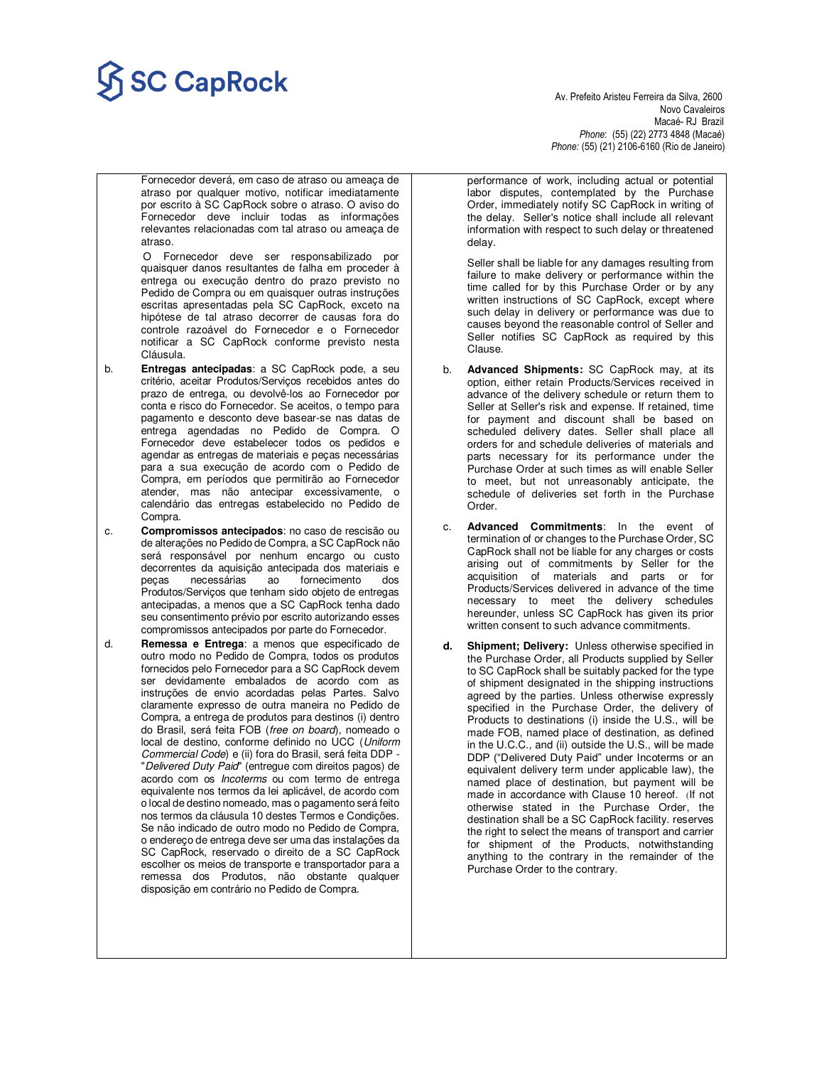Fornecedor deverá, em caso de atraso ou ameaça de atraso por qualquer motivo, notificar imediatamente por escrito à SC CapRock sobre o atraso. O aviso do Fornecedor deve incluir todas as informações relevantes relacionadas com tal atraso ou ameaça de atraso.

O Fornecedor deve ser responsabilizado por quaisquer danos resultantes de falha em proceder à entrega ou execução dentro do prazo previsto no Pedido de Compra ou em quaisquer outras instruções escritas apresentadas pela SC CapRock, exceto na hipótese de tal atraso decorrer de causas fora do controle razoável do Fornecedor e o Fornecedor notificar a SC CapRock conforme previsto nesta Cláusula.

b. **Entregas antecipadas**: a SC CapRock pode, a seu critério, aceitar Produtos/Serviços recebidos antes do prazo de entrega, ou devolvê-los ao Fornecedor por conta e risco do Fornecedor. Se aceitos, o tempo para pagamento e desconto deve basear-se nas datas de entrega agendadas no Pedido de Compra. O Fornecedor deve estabelecer todos os pedidos e agendar as entregas de materiais e peças necessárias para a sua execução de acordo com o Pedido de Compra, em períodos que permitirão ao Fornecedor atender, mas não antecipar excessivamente, o calendário das entregas estabelecido no Pedido de Compra.

c. **Compromissos antecipados**: no caso de rescisão ou de alterações no Pedido de Compra, a SC CapRock não será responsável por nenhum encargo ou custo decorrentes da aquisição antecipada dos materiais e peças necessárias ao fornecimento dos Produtos/Serviços que tenham sido objeto de entregas antecipadas, a menos que a SC CapRock tenha dado seu consentimento prévio por escrito autorizando esses compromissos antecipados por parte do Fornecedor.

d. **Remessa e Entrega**: a menos que especificado de outro modo no Pedido de Compra, todos os produtos fornecidos pelo Fornecedor para a SC CapRock devem ser devidamente embalados de acordo com as instruções de envio acordadas pelas Partes. Salvo claramente expresso de outra maneira no Pedido de Compra, a entrega de produtos para destinos (i) dentro do Brasil, será feita FOB (*free on board*), nomeado o local de destino, conforme definido no UCC (*Uniform Commercial Code*) e (ii) fora do Brasil, será feita DDP - "*Delivered Duty Paid*" (entregue com direitos pagos) de acordo com os *Incoterms* ou com termo de entrega equivalente nos termos da lei aplicável, de acordo com o local de destino nomeado, mas o pagamento será feito nos termos da cláusula 10 destes Termos e Condições. Se não indicado de outro modo no Pedido de Compra, o endereço de entrega deve ser uma das instalações da SC CapRock, reservado o direito de a SC CapRock escolher os meios de transporte e transportador para a remessa dos Produtos, não obstante qualquer disposição em contrário no Pedido de Compra.

performance of work, including actual or potential labor disputes, contemplated by the Purchase Order, immediately notify SC CapRock in writing of the delay. Seller's notice shall include all relevant information with respect to such delay or threatened delay.

Seller shall be liable for any damages resulting from failure to make delivery or performance within the time called for by this Purchase Order or by any written instructions of SC CapRock, except where such delay in delivery or performance was due to causes beyond the reasonable control of Seller and Seller notifies SC CapRock as required by this Clause.

b. **Advanced Shipments:** SC CapRock may, at its option, either retain Products/Services received in advance of the delivery schedule or return them to Seller at Seller's risk and expense. If retained, time for payment and discount shall be based on scheduled delivery dates. Seller shall place all orders for and schedule deliveries of materials and parts necessary for its performance under the Purchase Order at such times as will enable Seller to meet, but not unreasonably anticipate, the schedule of deliveries set forth in the Purchase Order.

c. **Advanced Commitments**: In the event of termination of or changes to the Purchase Order, SC CapRock shall not be liable for any charges or costs arising out of commitments by Seller for the acquisition of materials and parts or for Products/Services delivered in advance of the time necessary to meet the delivery schedules hereunder, unless SC CapRock has given its prior written consent to such advance commitments.

**d. Shipment; Delivery:** Unless otherwise specified in the Purchase Order, all Products supplied by Seller to SC CapRock shall be suitably packed for the type of shipment designated in the shipping instructions agreed by the parties. Unless otherwise expressly specified in the Purchase Order, the delivery of Products to destinations (i) inside the U.S., will be made FOB, named place of destination, as defined in the U.C.C., and (ii) outside the U.S., will be made DDP ("Delivered Duty Paid" under Incoterms or an equivalent delivery term under applicable law), the named place of destination, but payment will be made in accordance with Clause 10 hereof. (If not otherwise stated in the Purchase Order, the destination shall be a SC CapRock facility. reserves the right to select the means of transport and carrier for shipment of the Products, notwithstanding anything to the contrary in the remainder of the Purchase Order to the contrary.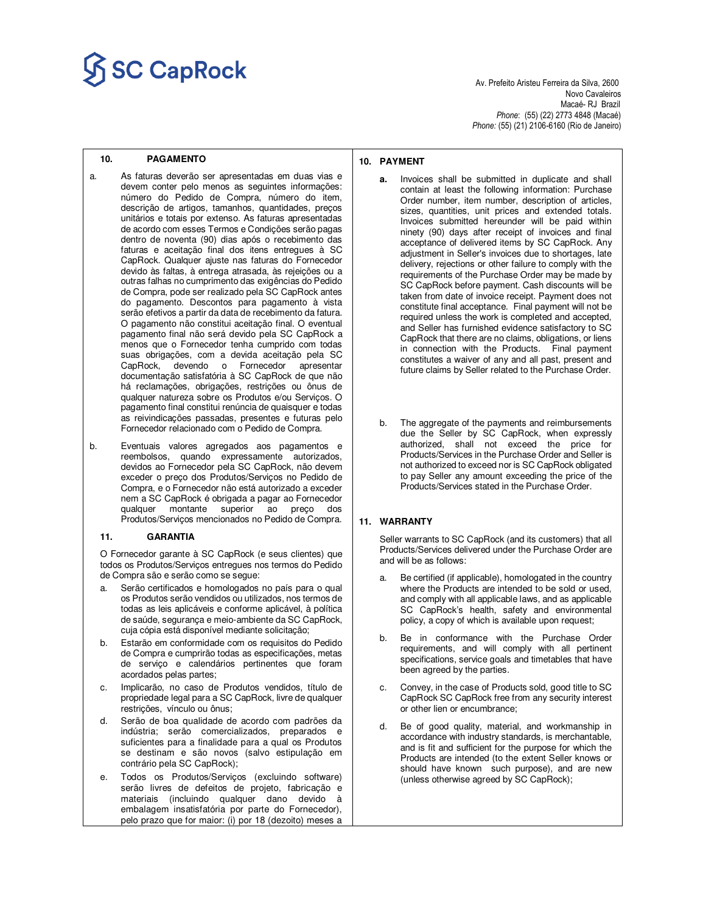Av. Prefeito Aristeu Ferreira da Silva, 2600
Novo Cavaleiros
Macaé- RJ Brazil
*Phone*: (55) (22) 2773 4848 (Macaé)
*Phone:* (55) (21) 2106-6160 (Rio de Janeiro)

## 10. PAGAMENTO

a. As faturas deverão ser apresentadas em duas vias e devem conter pelo menos as seguintes informações: número do Pedido de Compra, número do item, descrição de artigos, tamanhos, quantidades, preços unitários e totais por extenso. As faturas apresentadas de acordo com esses Termos e Condições serão pagas dentro de noventa (90) dias após o recebimento das faturas e aceitação final dos itens entregues à SC CapRock. Qualquer ajuste nas faturas do Fornecedor devido às faltas, à entrega atrasada, às rejeições ou a outras falhas no cumprimento das exigências do Pedido de Compra, pode ser realizado pela SC CapRock antes do pagamento. Descontos para pagamento à vista serão efetivos a partir da data de recebimento da fatura. O pagamento não constitui aceitação final. O eventual pagamento final não será devido pela SC CapRock a menos que o Fornecedor tenha cumprido com todas suas obrigações, com a devida aceitação pela SC CapRock, devendo o Fornecedor apresentar documentação satisfatória à SC CapRock de que não há reclamações, obrigações, restrições ou ônus de qualquer natureza sobre os Produtos e/ou Serviços. O pagamento final constitui renúncia de quaisquer e todas as reivindicações passadas, presentes e futuras pelo Fornecedor relacionado com o Pedido de Compra.

b. Eventuais valores agregados aos pagamentos e reembolsos, quando expressamente autorizados, devidos ao Fornecedor pela SC CapRock, não devem exceder o preço dos Produtos/Serviços no Pedido de Compra, e o Fornecedor não está autorizado a exceder nem a SC CapRock é obrigada a pagar ao Fornecedor qualquer montante superior ao preço dos Produtos/Serviços mencionados no Pedido de Compra.

## 11. GARANTIA

O Fornecedor garante à SC CapRock (e seus clientes) que todos os Produtos/Serviços entregues nos termos do Pedido de Compra são e serão como se segue:

a. Serão certificados e homologados no país para o qual os Produtos serão vendidos ou utilizados, nos termos de todas as leis aplicáveis e conforme aplicável, à política de saúde, segurança e meio-ambiente da SC CapRock, cuja cópia está disponível mediante solicitação;

b. Estarão em conformidade com os requisitos do Pedido de Compra e cumprirão todas as especificações, metas de serviço e calendários pertinentes que foram acordados pelas partes;

c. Implicarão, no caso de Produtos vendidos, título de propriedade legal para a SC CapRock, livre de qualquer restrições, vínculo ou ônus;

d. Serão de boa qualidade de acordo com padrões da indústria; serão comercializados, preparados e suficientes para a finalidade para a qual os Produtos se destinam e são novos (salvo estipulação em contrário pela SC CapRock);

e. Todos os Produtos/Serviços (excluindo software) serão livres de defeitos de projeto, fabricação e materiais (incluindo qualquer dano devido à embalagem insatisfatória por parte do Fornecedor), pelo prazo que for maior: (i) por 18 (dezoito) meses a

## 10. PAYMENT

**a.** Invoices shall be submitted in duplicate and shall contain at least the following information: Purchase Order number, item number, description of articles, sizes, quantities, unit prices and extended totals. Invoices submitted hereunder will be paid within ninety (90) days after receipt of invoices and final acceptance of delivered items by SC CapRock. Any adjustment in Seller's invoices due to shortages, late delivery, rejections or other failure to comply with the requirements of the Purchase Order may be made by SC CapRock before payment. Cash discounts will be taken from date of invoice receipt. Payment does not constitute final acceptance. Final payment will not be required unless the work is completed and accepted, and Seller has furnished evidence satisfactory to SC CapRock that there are no claims, obligations, or liens in connection with the Products. Final payment constitutes a waiver of any and all past, present and future claims by Seller related to the Purchase Order.

b. The aggregate of the payments and reimbursements due the Seller by SC CapRock, when expressly authorized, shall not exceed the price for Products/Services in the Purchase Order and Seller is not authorized to exceed nor is SC CapRock obligated to pay Seller any amount exceeding the price of the Products/Services stated in the Purchase Order.

## 11. WARRANTY

Seller warrants to SC CapRock (and its customers) that all Products/Services delivered under the Purchase Order are and will be as follows:

a. Be certified (if applicable), homologated in the country where the Products are intended to be sold or used, and comply with all applicable laws, and as applicable SC CapRock's health, safety and environmental policy, a copy of which is available upon request;

b. Be in conformance with the Purchase Order requirements, and will comply with all pertinent specifications, service goals and timetables that have been agreed by the parties.

c. Convey, in the case of Products sold, good title to SC CapRock SC CapRock free from any security interest or other lien or encumbrance;

d. Be of good quality, material, and workmanship in accordance with industry standards, is merchantable, and is fit and sufficient for the purpose for which the Products are intended (to the extent Seller knows or should have known such purpose), and are new (unless otherwise agreed by SC CapRock);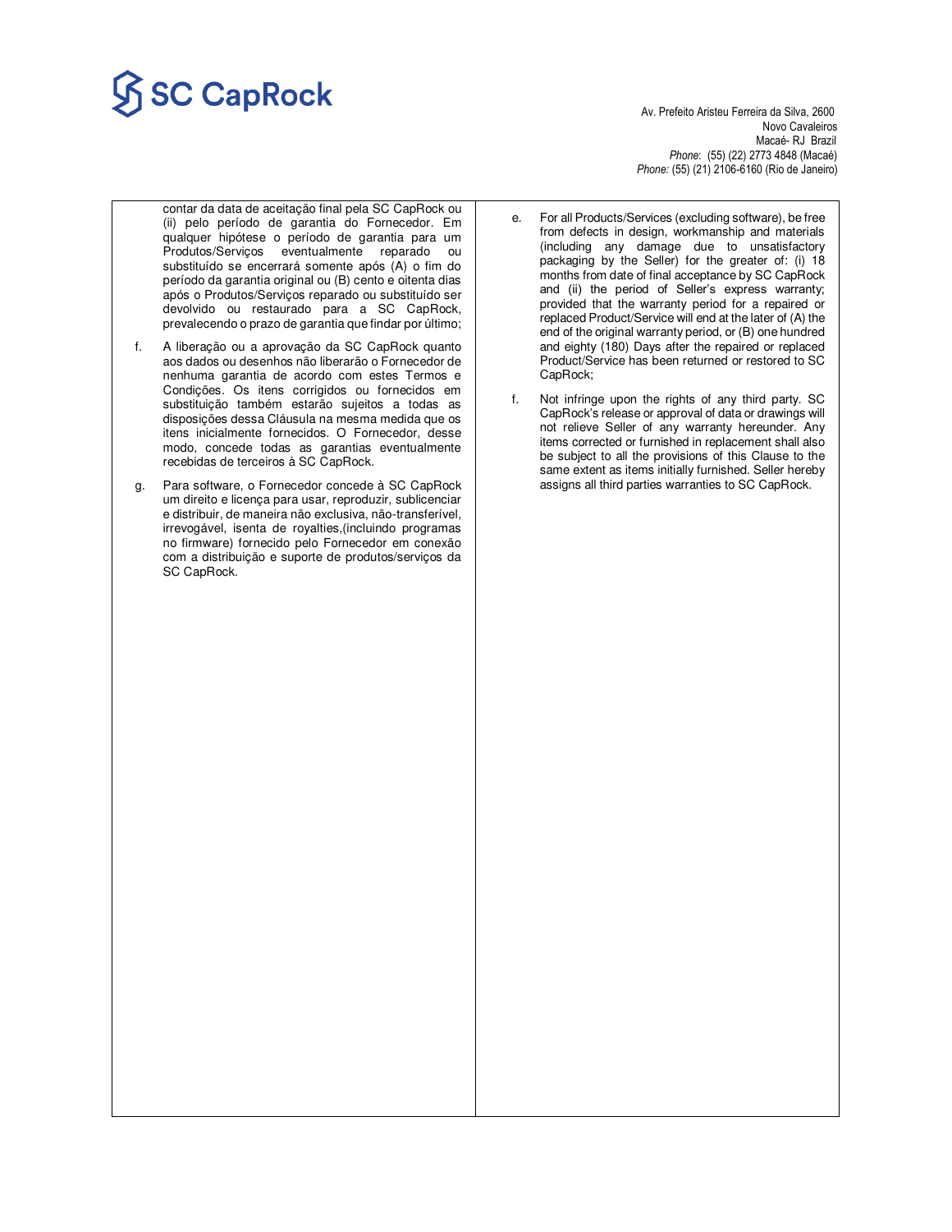contar da data de aceitação final pela SC CapRock ou (ii) pelo período de garantia do Fornecedor. Em qualquer hipótese o período de garantia para um Produtos/Serviços eventualmente reparado ou substituído se encerrará somente após (A) o fim do período da garantia original ou (B) cento e oitenta dias após o Produtos/Serviços reparado ou substituído ser devolvido ou restaurado para a SC CapRock, prevalecendo o prazo de garantia que findar por último;

f. A liberação ou a aprovação da SC CapRock quanto aos dados ou desenhos não liberarão o Fornecedor de nenhuma garantia de acordo com estes Termos e Condições. Os itens corrigidos ou fornecidos em substituição também estarão sujeitos a todas as disposições dessa Cláusula na mesma medida que os itens inicialmente fornecidos. O Fornecedor, desse modo, concede todas as garantias eventualmente recebidas de terceiros à SC CapRock.

g. Para software, o Fornecedor concede à SC CapRock um direito e licença para usar, reproduzir, sublicenciar e distribuir, de maneira não exclusiva, não-transferível, irrevogável, isenta de royalties,(incluindo programas no firmware) fornecido pelo Fornecedor em conexão com a distribuição e suporte de produtos/serviços da SC CapRock.

e. For all Products/Services (excluding software), be free from defects in design, workmanship and materials (including any damage due to unsatisfactory packaging by the Seller) for the greater of: (i) 18 months from date of final acceptance by SC CapRock and (ii) the period of Seller's express warranty; provided that the warranty period for a repaired or replaced Product/Service will end at the later of (A) the end of the original warranty period, or (B) one hundred and eighty (180) Days after the repaired or replaced Product/Service has been returned or restored to SC CapRock;

f. Not infringe upon the rights of any third party. SC CapRock's release or approval of data or drawings will not relieve Seller of any warranty hereunder. Any items corrected or furnished in replacement shall also be subject to all the provisions of this Clause to the same extent as items initially furnished. Seller hereby assigns all third parties warranties to SC CapRock.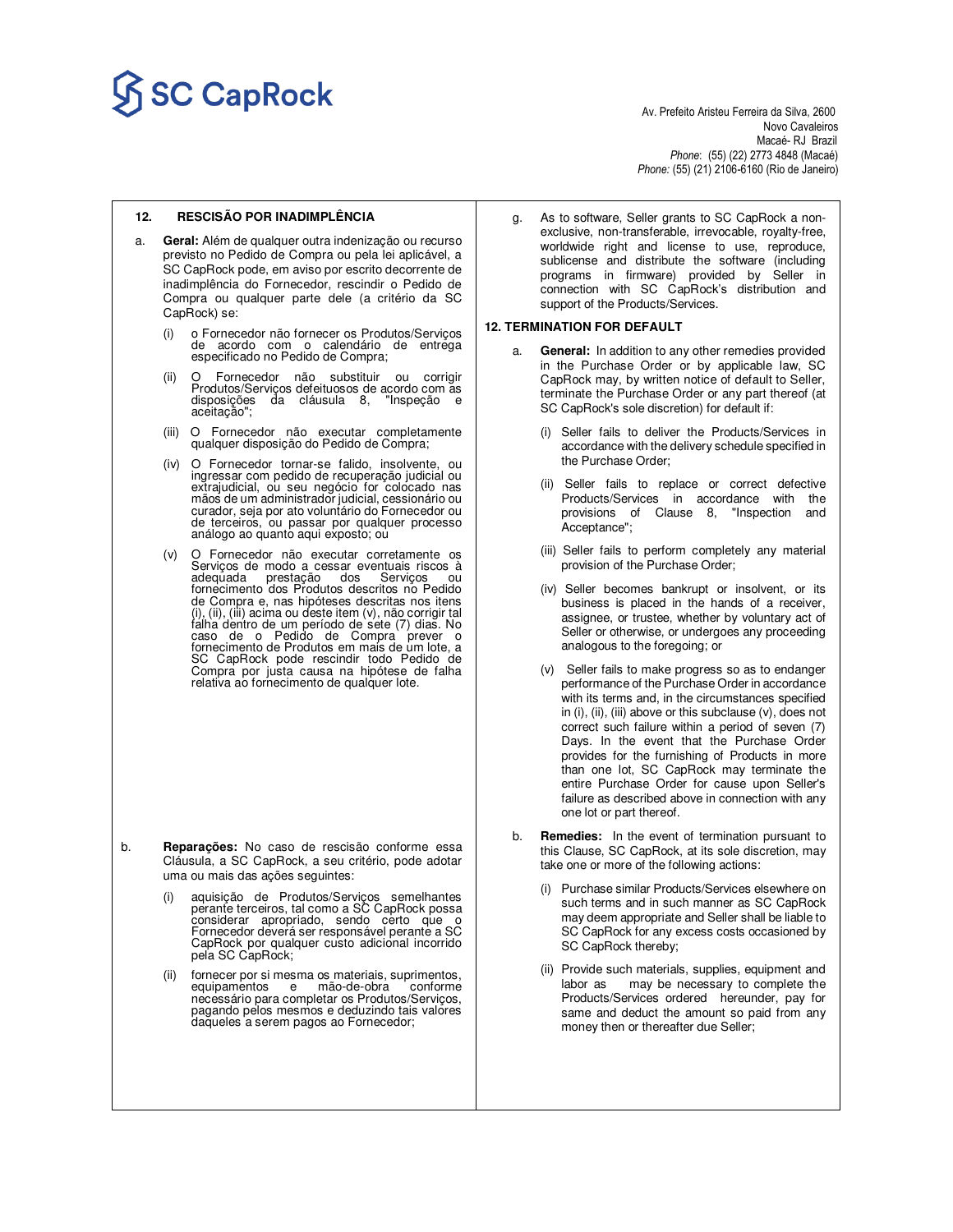**SC CapRock**

Av. Prefeito Aristeu Ferreira da Silva, 2600
Novo Cavaleiros
Macaé- RJ Brazil
*Phone*: (55) (22) 2773 4848 (Macaé)
*Phone:* (55) (21) 2106-6160 (Rio de Janeiro)

## 12. RESCISÃO POR INADIMPLÊNCIA

a. **Geral:** Além de qualquer outra indenização ou recurso previsto no Pedido de Compra ou pela lei aplicável, a SC CapRock pode, em aviso por escrito decorrente de inadimplência do Fornecedor, rescindir o Pedido de Compra ou qualquer parte dele (a critério da SC CapRock) se:

(i) o Fornecedor não fornecer os Produtos/Serviços de acordo com o calendário de entrega especificado no Pedido de Compra;

(ii) O Fornecedor não substituir ou corrigir Produtos/Serviços defeituosos de acordo com as disposições da cláusula 8, "Inspeção e aceitação";

(iii) O Fornecedor não executar completamente qualquer disposição do Pedido de Compra;

(iv) O Fornecedor tornar-se falido, insolvente, ou ingressar com pedido de recuperação judicial ou extrajudicial, ou seu negócio for colocado nas mãos de um administrador judicial, cessionário ou curador, seja por ato voluntário do Fornecedor ou de terceiros, ou passar por qualquer processo análogo ao quanto aqui exposto; ou

(v) O Fornecedor não executar corretamente os Serviços de modo a cessar eventuais riscos à adequada prestação dos Serviços ou fornecimento dos Produtos descritos no Pedido de Compra e, nas hipóteses descritas nos itens (i), (ii), (iii) acima ou deste item (v), não corrigir tal falha dentro de um período de sete (7) dias. No caso de o Pedido de Compra prever o fornecimento de Produtos em mais de um lote, a SC CapRock pode rescindir todo Pedido de Compra por justa causa na hipótese de falha relativa ao fornecimento de qualquer lote.

b. **Reparações:** No caso de rescisão conforme essa Cláusula, a SC CapRock, a seu critério, pode adotar uma ou mais das ações seguintes:

(i) aquisição de Produtos/Serviços semelhantes perante terceiros, tal como a SC CapRock possa considerar apropriado, sendo certo que o Fornecedor deverá ser responsável perante a SC CapRock por qualquer custo adicional incorrido pela SC CapRock;

(ii) fornecer por si mesma os materiais, suprimentos, equipamentos e mão-de-obra conforme necessário para completar os Produtos/Serviços, pagando pelos mesmos e deduzindo tais valores daqueles a serem pagos ao Fornecedor;

g. As to software, Seller grants to SC CapRock a non-exclusive, non-transferable, irrevocable, royalty-free, worldwide right and license to use, reproduce, sublicense and distribute the software (including programs in firmware) provided by Seller in connection with SC CapRock's distribution and support of the Products/Services.

## 12. TERMINATION FOR DEFAULT

a. **General:** In addition to any other remedies provided in the Purchase Order or by applicable law, SC CapRock may, by written notice of default to Seller, terminate the Purchase Order or any part thereof (at SC CapRock's sole discretion) for default if:

(i) Seller fails to deliver the Products/Services in accordance with the delivery schedule specified in the Purchase Order;

(ii) Seller fails to replace or correct defective Products/Services in accordance with the provisions of Clause 8, "Inspection and Acceptance";

(iii) Seller fails to perform completely any material provision of the Purchase Order;

(iv) Seller becomes bankrupt or insolvent, or its business is placed in the hands of a receiver, assignee, or trustee, whether by voluntary act of Seller or otherwise, or undergoes any proceeding analogous to the foregoing; or

(v) Seller fails to make progress so as to endanger performance of the Purchase Order in accordance with its terms and, in the circumstances specified in (i), (ii), (iii) above or this subclause (v), does not correct such failure within a period of seven (7) Days. In the event that the Purchase Order provides for the furnishing of Products in more than one lot, SC CapRock may terminate the entire Purchase Order for cause upon Seller's failure as described above in connection with any one lot or part thereof.

b. **Remedies:** In the event of termination pursuant to this Clause, SC CapRock, at its sole discretion, may take one or more of the following actions:

(i) Purchase similar Products/Services elsewhere on such terms and in such manner as SC CapRock may deem appropriate and Seller shall be liable to SC CapRock for any excess costs occasioned by SC CapRock thereby;

(ii) Provide such materials, supplies, equipment and labor as may be necessary to complete the Products/Services ordered hereunder, pay for same and deduct the amount so paid from any money then or thereafter due Seller;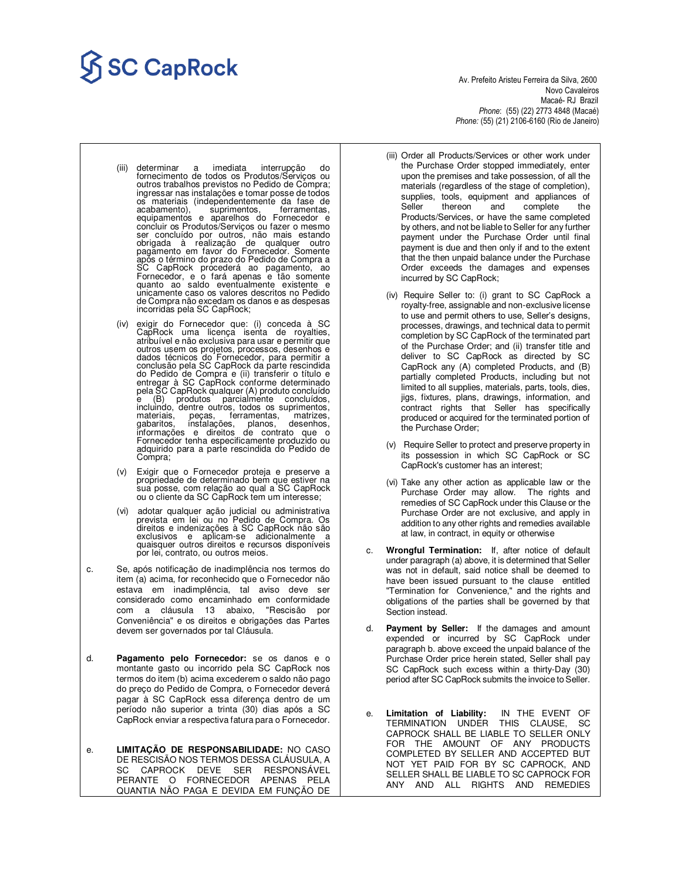(iii) determinar a imediata interrupção do fornecimento de todos os Produtos/Serviços ou outros trabalhos previstos no Pedido de Compra; ingressar nas instalações e tomar posse de todos os materiais (independentemente da fase de acabamento), suprimentos, ferramentas, equipamentos e aparelhos do Fornecedor e concluir os Produtos/Serviços ou fazer o mesmo ser concluído por outros, não mais estando obrigada à realização de qualquer outro pagamento em favor do Fornecedor. Somente após o término do prazo do Pedido de Compra a SC CapRock procederá ao pagamento, ao Fornecedor, e o fará apenas e tão somente quanto ao saldo eventualmente existente e unicamente caso os valores descritos no Pedido de Compra não excedam os danos e as despesas incorridas pela SC CapRock;

(iv) exigir do Fornecedor que: (i) conceda à SC CapRock uma licença isenta de royalties, atribuível e não exclusiva para usar e permitir que outros usem os projetos, processos, desenhos e dados técnicos do Fornecedor, para permitir a conclusão pela SC CapRock da parte rescindida do Pedido de Compra e (ii) transferir o título e entregar à SC CapRock conforme determinado pela SC CapRock qualquer (A) produto concluído e (B) produtos parcialmente concluídos, incluindo, dentre outros, todos os suprimentos, materiais, peças, ferramentas, matrizes, gabaritos, instalações, planos, desenhos, informações e direitos de contrato que o Fornecedor tenha especificamente produzido ou adquirido para a parte rescindida do Pedido de Compra;

(v) Exigir que o Fornecedor proteja e preserve a propriedade de determinado bem que estiver na sua posse, com relação ao qual a SC CapRock ou o cliente da SC CapRock tem um interesse;

(vi) adotar qualquer ação judicial ou administrativa prevista em lei ou no Pedido de Compra. Os direitos e indenizações à SC CapRock não são exclusivos e aplicam-se adicionalmente a quaisquer outros direitos e recursos disponíveis por lei, contrato, ou outros meios.

c. Se, após notificação de inadimplência nos termos do item (a) acima, for reconhecido que o Fornecedor não estava em inadimplência, tal aviso deve ser considerado como encaminhado em conformidade com a cláusula 13 abaixo, "Rescisão por Conveniência" e os direitos e obrigações das Partes devem ser governados por tal Cláusula.

d. **Pagamento pelo Fornecedor:** se os danos e o montante gasto ou incorrido pela SC CapRock nos termos do item (b) acima excederem o saldo não pago do preço do Pedido de Compra, o Fornecedor deverá pagar à SC CapRock essa diferença dentro de um período não superior a trinta (30) dias após a SC CapRock enviar a respectiva fatura para o Fornecedor.

e. **LIMITAÇÃO DE RESPONSABILIDADE:** NO CASO DE RESCISÃO NOS TERMOS DESSA CLÁUSULA, A SC CAPROCK DEVE SER RESPONSÁVEL PERANTE O FORNECEDOR APENAS PELA QUANTIA NÃO PAGA E DEVIDA EM FUNÇÃO DE

(iii) Order all Products/Services or other work under the Purchase Order stopped immediately, enter upon the premises and take possession, of all the materials (regardless of the stage of completion), supplies, tools, equipment and appliances of Seller thereon and complete the Products/Services, or have the same completed by others, and not be liable to Seller for any further payment under the Purchase Order until final payment is due and then only if and to the extent that the then unpaid balance under the Purchase Order exceeds the damages and expenses incurred by SC CapRock;

(iv) Require Seller to: (i) grant to SC CapRock a royalty-free, assignable and non-exclusive license to use and permit others to use, Seller's designs, processes, drawings, and technical data to permit completion by SC CapRock of the terminated part of the Purchase Order; and (ii) transfer title and deliver to SC CapRock as directed by SC CapRock any (A) completed Products, and (B) partially completed Products, including but not limited to all supplies, materials, parts, tools, dies, jigs, fixtures, plans, drawings, information, and contract rights that Seller has specifically produced or acquired for the terminated portion of the Purchase Order;

(v) Require Seller to protect and preserve property in its possession in which SC CapRock or SC CapRock's customer has an interest;

(vi) Take any other action as applicable law or the Purchase Order may allow. The rights and remedies of SC CapRock under this Clause or the Purchase Order are not exclusive, and apply in addition to any other rights and remedies available at law, in contract, in equity or otherwise

c. **Wrongful Termination:** If, after notice of default under paragraph (a) above, it is determined that Seller was not in default, said notice shall be deemed to have been issued pursuant to the clause entitled "Termination for Convenience," and the rights and obligations of the parties shall be governed by that Section instead.

d. **Payment by Seller:** If the damages and amount expended or incurred by SC CapRock under paragraph b. above exceed the unpaid balance of the Purchase Order price herein stated, Seller shall pay SC CapRock such excess within a thirty-Day (30) period after SC CapRock submits the invoice to Seller.

e. **Limitation of Liability:** IN THE EVENT OF TERMINATION UNDER THIS CLAUSE, SC CAPROCK SHALL BE LIABLE TO SELLER ONLY FOR THE AMOUNT OF ANY PRODUCTS COMPLETED BY SELLER AND ACCEPTED BUT NOT YET PAID FOR BY SC CAPROCK, AND SELLER SHALL BE LIABLE TO SC CAPROCK FOR ANY AND ALL RIGHTS AND REMEDIES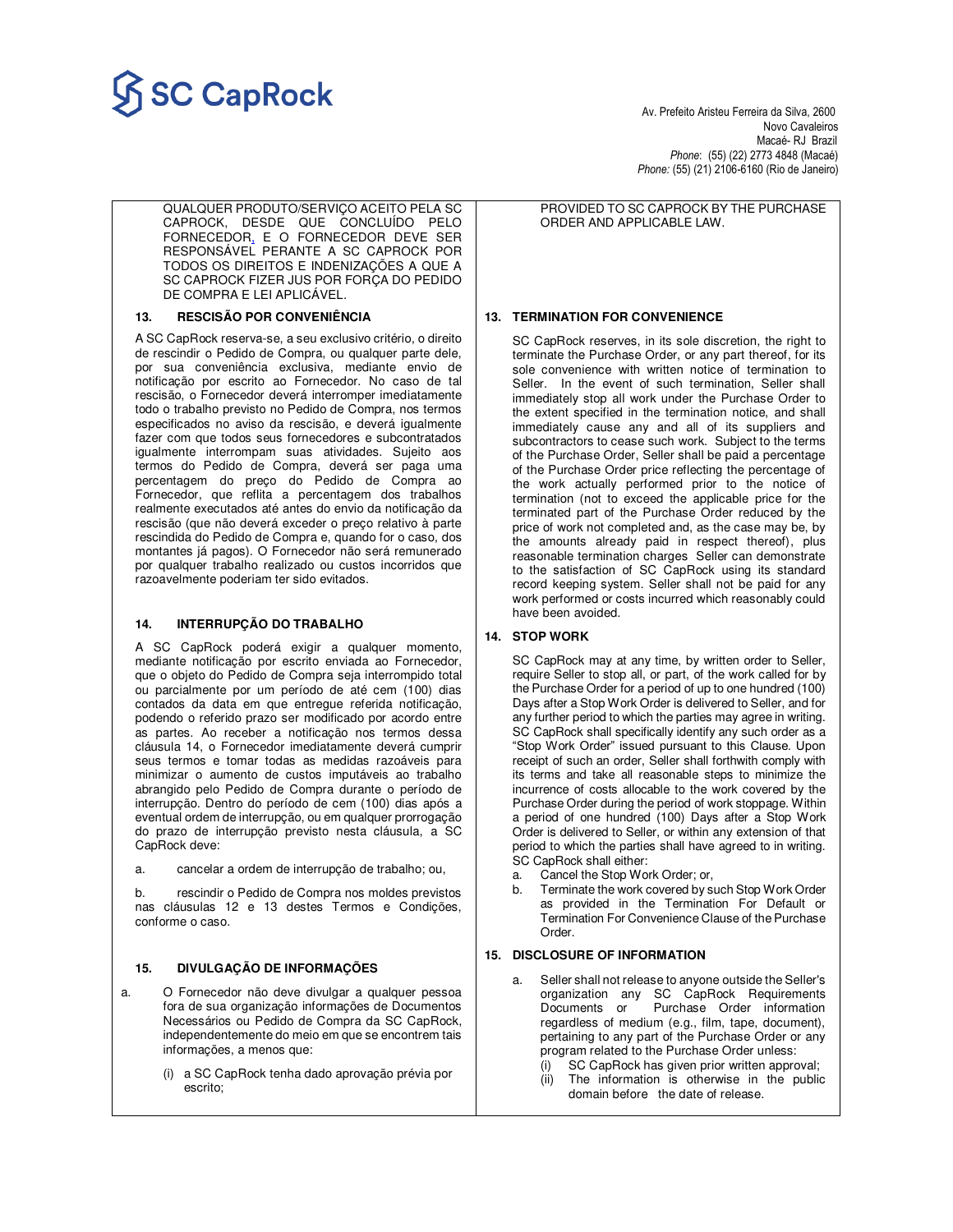QUALQUER PRODUTO/SERVIÇO ACEITO PELA SC CAPROCK, DESDE QUE CONCLUÍDO PELO FORNECEDOR, E O FORNECEDOR DEVE SER RESPONSÁVEL PERANTE A SC CAPROCK POR TODOS OS DIREITOS E INDENIZAÇÕES A QUE A SC CAPROCK FIZER JUS POR FORÇA DO PEDIDO DE COMPRA E LEI APLICÁVEL.

### 13. RESCISÃO POR CONVENIÊNCIA

A SC CapRock reserva-se, a seu exclusivo critério, o direito de rescindir o Pedido de Compra, ou qualquer parte dele, por sua conveniência exclusiva, mediante envio de notificação por escrito ao Fornecedor. No caso de tal rescisão, o Fornecedor deverá interromper imediatamente todo o trabalho previsto no Pedido de Compra, nos termos especificados no aviso da rescisão, e deverá igualmente fazer com que todos seus fornecedores e subcontratados igualmente interrompam suas atividades. Sujeito aos termos do Pedido de Compra, deverá ser paga uma percentagem do preço do Pedido de Compra ao Fornecedor, que reflita a percentagem dos trabalhos realmente executados até antes do envio da notificação da rescisão (que não deverá exceder o preço relativo à parte rescindida do Pedido de Compra e, quando for o caso, dos montantes já pagos). O Fornecedor não será remunerado por qualquer trabalho realizado ou custos incorridos que razoavelmente poderiam ter sido evitados.

### 14. INTERRUPÇÃO DO TRABALHO

A SC CapRock poderá exigir a qualquer momento, mediante notificação por escrito enviada ao Fornecedor, que o objeto do Pedido de Compra seja interrompido total ou parcialmente por um período de até cem (100) dias contados da data em que entregue referida notificação, podendo o referido prazo ser modificado por acordo entre as partes. Ao receber a notificação nos termos dessa cláusula 14, o Fornecedor imediatamente deverá cumprir seus termos e tomar todas as medidas razoáveis para minimizar o aumento de custos imputáveis ao trabalho abrangido pelo Pedido de Compra durante o período de interrupção. Dentro do período de cem (100) dias após a eventual ordem de interrupção, ou em qualquer prorrogação do prazo de interrupção previsto nesta cláusula, a SC CapRock deve:

a. cancelar a ordem de interrupção de trabalho; ou,

b. rescindir o Pedido de Compra nos moldes previstos nas cláusulas 12 e 13 destes Termos e Condições, conforme o caso.

### 15. DIVULGAÇÃO DE INFORMAÇÕES

a. O Fornecedor não deve divulgar a qualquer pessoa fora de sua organização informações de Documentos Necessários ou Pedido de Compra da SC CapRock, independentemente do meio em que se encontrem tais informações, a menos que:

(i) a SC CapRock tenha dado aprovação prévia por escrito;

PROVIDED TO SC CAPROCK BY THE PURCHASE ORDER AND APPLICABLE LAW.

### 13. TERMINATION FOR CONVENIENCE

SC CapRock reserves, in its sole discretion, the right to terminate the Purchase Order, or any part thereof, for its sole convenience with written notice of termination to Seller. In the event of such termination, Seller shall immediately stop all work under the Purchase Order to the extent specified in the termination notice, and shall immediately cause any and all of its suppliers and subcontractors to cease such work. Subject to the terms of the Purchase Order, Seller shall be paid a percentage of the Purchase Order price reflecting the percentage of the work actually performed prior to the notice of termination (not to exceed the applicable price for the terminated part of the Purchase Order reduced by the price of work not completed and, as the case may be, by the amounts already paid in respect thereof), plus reasonable termination charges Seller can demonstrate to the satisfaction of SC CapRock using its standard record keeping system. Seller shall not be paid for any work performed or costs incurred which reasonably could have been avoided.

### 14. STOP WORK

SC CapRock may at any time, by written order to Seller, require Seller to stop all, or part, of the work called for by the Purchase Order for a period of up to one hundred (100) Days after a Stop Work Order is delivered to Seller, and for any further period to which the parties may agree in writing. SC CapRock shall specifically identify any such order as a "Stop Work Order" issued pursuant to this Clause. Upon receipt of such an order, Seller shall forthwith comply with its terms and take all reasonable steps to minimize the incurrence of costs allocable to the work covered by the Purchase Order during the period of work stoppage. Within a period of one hundred (100) Days after a Stop Work Order is delivered to Seller, or within any extension of that period to which the parties shall have agreed to in writing. SC CapRock shall either:

a. Cancel the Stop Work Order; or,
b. Terminate the work covered by such Stop Work Order as provided in the Termination For Default or Termination For Convenience Clause of the Purchase Order.

### 15. DISCLOSURE OF INFORMATION

a. Seller shall not release to anyone outside the Seller's organization any SC CapRock Requirements Documents or Purchase Order information regardless of medium (e.g., film, tape, document), pertaining to any part of the Purchase Order or any program related to the Purchase Order unless:
   (i) SC CapRock has given prior written approval;
   (ii) The information is otherwise in the public domain before the date of release.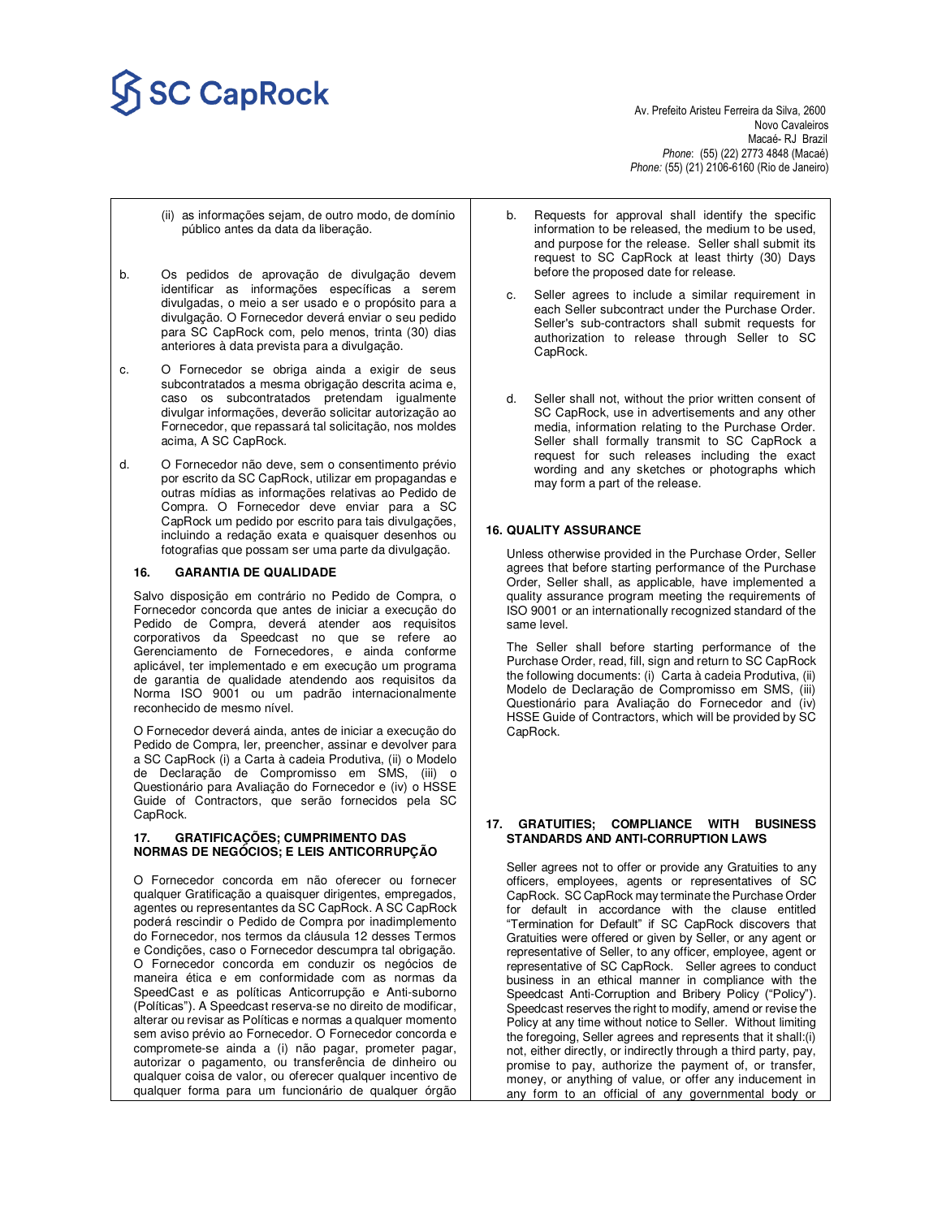(ii) as informações sejam, de outro modo, de domínio público antes da data da liberação.

b. Os pedidos de aprovação de divulgação devem identificar as informações específicas a serem divulgadas, o meio a ser usado e o propósito para a divulgação. O Fornecedor deverá enviar o seu pedido para SC CapRock com, pelo menos, trinta (30) dias anteriores à data prevista para a divulgação.

c. O Fornecedor se obriga ainda a exigir de seus subcontratados a mesma obrigação descrita acima e, caso os subcontratados pretendam igualmente divulgar informações, deverão solicitar autorização ao Fornecedor, que repassará tal solicitação, nos moldes acima, A SC CapRock.

d. O Fornecedor não deve, sem o consentimento prévio por escrito da SC CapRock, utilizar em propagandas e outras mídias as informações relativas ao Pedido de Compra. O Fornecedor deve enviar para a SC CapRock um pedido por escrito para tais divulgações, incluindo a redação exata e quaisquer desenhos ou fotografias que possam ser uma parte da divulgação.

### 16. GARANTIA DE QUALIDADE

Salvo disposição em contrário no Pedido de Compra, o Fornecedor concorda que antes de iniciar a execução do Pedido de Compra, deverá atender aos requisitos corporativos da Speedcast no que se refere ao Gerenciamento de Fornecedores, e ainda conforme aplicável, ter implementado e em execução um programa de garantia de qualidade atendendo aos requisitos da Norma ISO 9001 ou um padrão internacionalmente reconhecido de mesmo nível.

O Fornecedor deverá ainda, antes de iniciar a execução do Pedido de Compra, ler, preencher, assinar e devolver para a SC CapRock (i) a Carta à cadeia Produtiva, (ii) o Modelo de Declaração de Compromisso em SMS, (iii) o Questionário para Avaliação do Fornecedor e (iv) o HSSE Guide of Contractors, que serão fornecidos pela SC CapRock.

### 17. GRATIFICAÇÕES; CUMPRIMENTO DAS NORMAS DE NEGÓCIOS; E LEIS ANTICORRUPÇÃO

O Fornecedor concorda em não oferecer ou fornecer qualquer Gratificação a quaisquer dirigentes, empregados, agentes ou representantes da SC CapRock. A SC CapRock poderá rescindir o Pedido de Compra por inadimplemento do Fornecedor, nos termos da cláusula 12 desses Termos e Condições, caso o Fornecedor descumpra tal obrigação. O Fornecedor concorda em conduzir os negócios de maneira ética e em conformidade com as normas da SpeedCast e as políticas Anticorrupção e Anti-suborno (Políticas"). A Speedcast reserva-se no direito de modificar, alterar ou revisar as Políticas e normas a qualquer momento sem aviso prévio ao Fornecedor. O Fornecedor concorda e compromete-se ainda a (i) não pagar, prometer pagar, autorizar o pagamento, ou transferência de dinheiro ou qualquer coisa de valor, ou oferecer qualquer incentivo de qualquer forma para um funcionário de qualquer órgão

b. Requests for approval shall identify the specific information to be released, the medium to be used, and purpose for the release. Seller shall submit its request to SC CapRock at least thirty (30) Days before the proposed date for release.

c. Seller agrees to include a similar requirement in each Seller subcontract under the Purchase Order. Seller's sub-contractors shall submit requests for authorization to release through Seller to SC CapRock.

d. Seller shall not, without the prior written consent of SC CapRock, use in advertisements and any other media, information relating to the Purchase Order. Seller shall formally transmit to SC CapRock a request for such releases including the exact wording and any sketches or photographs which may form a part of the release.

### 16. QUALITY ASSURANCE

Unless otherwise provided in the Purchase Order, Seller agrees that before starting performance of the Purchase Order, Seller shall, as applicable, have implemented a quality assurance program meeting the requirements of ISO 9001 or an internationally recognized standard of the same level.

The Seller shall before starting performance of the Purchase Order, read, fill, sign and return to SC CapRock the following documents: (i) Carta à cadeia Produtiva, (ii) Modelo de Declaração de Compromisso em SMS, (iii) Questionário para Avaliação do Fornecedor and (iv) HSSE Guide of Contractors, which will be provided by SC CapRock.

### 17. GRATUITIES; COMPLIANCE WITH BUSINESS STANDARDS AND ANTI-CORRUPTION LAWS

Seller agrees not to offer or provide any Gratuities to any officers, employees, agents or representatives of SC CapRock. SC CapRock may terminate the Purchase Order for default in accordance with the clause entitled "Termination for Default" if SC CapRock discovers that Gratuities were offered or given by Seller, or any agent or representative of Seller, to any officer, employee, agent or representative of SC CapRock. Seller agrees to conduct business in an ethical manner in compliance with the Speedcast Anti-Corruption and Bribery Policy ("Policy"). Speedcast reserves the right to modify, amend or revise the Policy at any time without notice to Seller. Without limiting the foregoing, Seller agrees and represents that it shall:(i) not, either directly, or indirectly through a third party, pay, promise to pay, authorize the payment of, or transfer, money, or anything of value, or offer any inducement in any form to an official of any governmental body or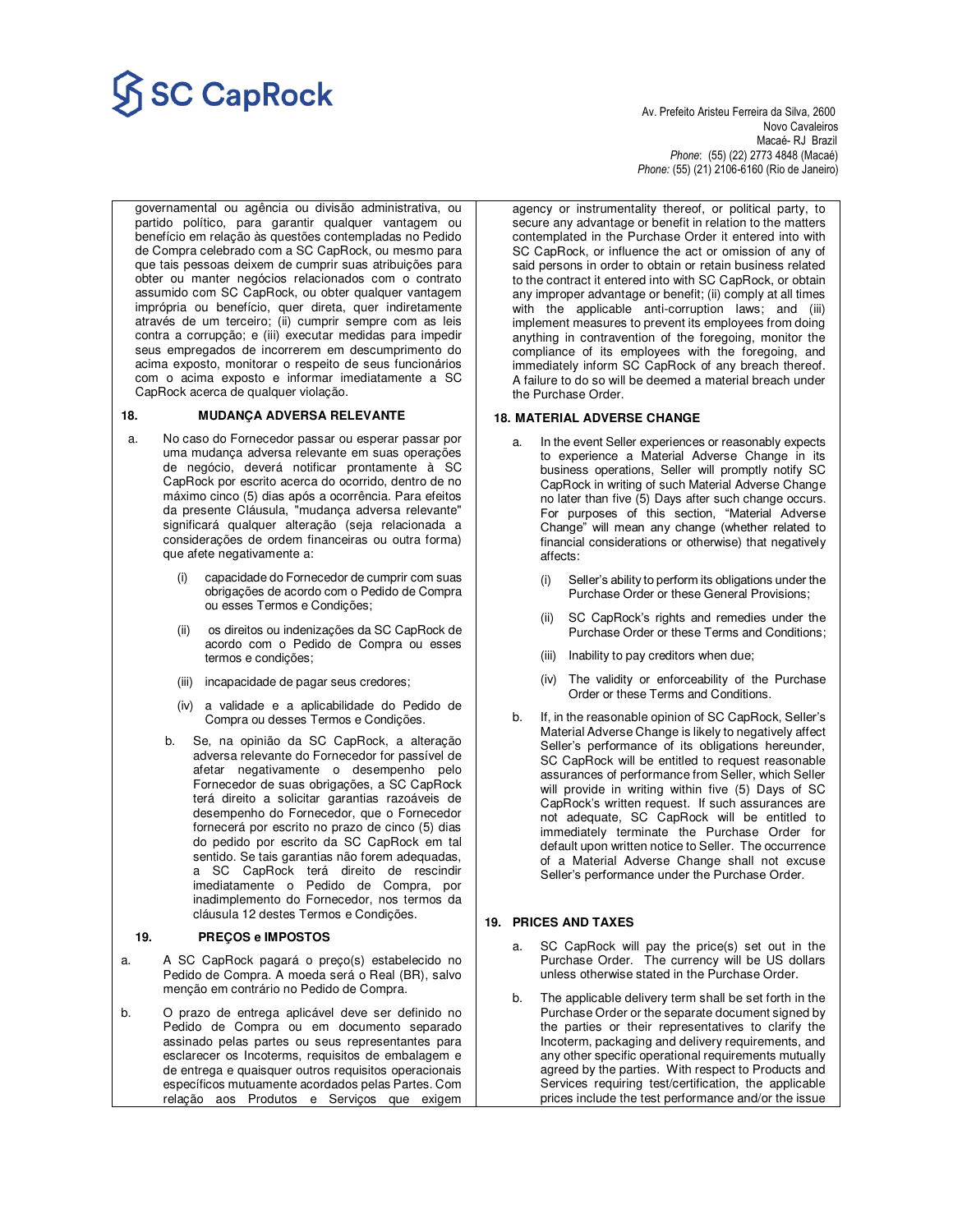governamental ou agência ou divisão administrativa, ou partido político, para garantir qualquer vantagem ou benefício em relação às questões contempladas no Pedido de Compra celebrado com a SC CapRock, ou mesmo para que tais pessoas deixem de cumprir suas atribuições para obter ou manter negócios relacionados com o contrato assumido com SC CapRock, ou obter qualquer vantagem imprópria ou benefício, quer direta, quer indiretamente através de um terceiro; (ii) cumprir sempre com as leis contra a corrupção; e (iii) executar medidas para impedir seus empregados de incorrerem em descumprimento do acima exposto, monitorar o respeito de seus funcionários com o acima exposto e informar imediatamente a SC CapRock acerca de qualquer violação.

### 18. MUDANÇA ADVERSA RELEVANTE

a. No caso do Fornecedor passar ou esperar passar por uma mudança adversa relevante em suas operações de negócio, deverá notificar prontamente à SC CapRock por escrito acerca do ocorrido, dentro de no máximo cinco (5) dias após a ocorrência. Para efeitos da presente Cláusula, "mudança adversa relevante" significará qualquer alteração (seja relacionada a considerações de ordem financeiras ou outra forma) que afete negativamente a:

   (i) capacidade do Fornecedor de cumprir com suas obrigações de acordo com o Pedido de Compra ou esses Termos e Condições;

   (ii) os direitos ou indenizações da SC CapRock de acordo com o Pedido de Compra ou esses termos e condições;

   (iii) incapacidade de pagar seus credores;

   (iv) a validade e a aplicabilidade do Pedido de Compra ou desses Termos e Condições.

b. Se, na opinião da SC CapRock, a alteração adversa relevante do Fornecedor for passível de afetar negativamente o desempenho pelo Fornecedor de suas obrigações, a SC CapRock terá direito a solicitar garantias razoáveis de desempenho do Fornecedor, que o Fornecedor fornecerá por escrito no prazo de cinco (5) dias do pedido por escrito da SC CapRock em tal sentido. Se tais garantias não forem adequadas, a SC CapRock terá direito de rescindir imediatamente o Pedido de Compra, por inadimplemento do Fornecedor, nos termos da cláusula 12 destes Termos e Condições.

### 19. PREÇOS e IMPOSTOS

a. A SC CapRock pagará o preço(s) estabelecido no Pedido de Compra. A moeda será o Real (BR), salvo menção em contrário no Pedido de Compra.

b. O prazo de entrega aplicável deve ser definido no Pedido de Compra ou em documento separado assinado pelas partes ou seus representantes para esclarecer os Incoterms, requisitos de embalagem e de entrega e quaisquer outros requisitos operacionais específicos mutuamente acordados pelas Partes. Com relação aos Produtos e Serviços que exigem

agency or instrumentality thereof, or political party, to secure any advantage or benefit in relation to the matters contemplated in the Purchase Order it entered into with SC CapRock, or influence the act or omission of any of said persons in order to obtain or retain business related to the contract it entered into with SC CapRock, or obtain any improper advantage or benefit; (ii) comply at all times with the applicable anti-corruption laws; and (iii) implement measures to prevent its employees from doing anything in contravention of the foregoing, monitor the compliance of its employees with the foregoing, and immediately inform SC CapRock of any breach thereof. A failure to do so will be deemed a material breach under the Purchase Order.

### 18. MATERIAL ADVERSE CHANGE

a. In the event Seller experiences or reasonably expects to experience a Material Adverse Change in its business operations, Seller will promptly notify SC CapRock in writing of such Material Adverse Change no later than five (5) Days after such change occurs. For purposes of this section, "Material Adverse Change" will mean any change (whether related to financial considerations or otherwise) that negatively affects:

   (i) Seller's ability to perform its obligations under the Purchase Order or these General Provisions;

   (ii) SC CapRock's rights and remedies under the Purchase Order or these Terms and Conditions;

   (iii) Inability to pay creditors when due;

   (iv) The validity or enforceability of the Purchase Order or these Terms and Conditions.

b. If, in the reasonable opinion of SC CapRock, Seller's Material Adverse Change is likely to negatively affect Seller's performance of its obligations hereunder, SC CapRock will be entitled to request reasonable assurances of performance from Seller, which Seller will provide in writing within five (5) Days of SC CapRock's written request. If such assurances are not adequate, SC CapRock will be entitled to immediately terminate the Purchase Order for default upon written notice to Seller. The occurrence of a Material Adverse Change shall not excuse Seller's performance under the Purchase Order.

### 19. PRICES AND TAXES

a. SC CapRock will pay the price(s) set out in the Purchase Order. The currency will be US dollars unless otherwise stated in the Purchase Order.

b. The applicable delivery term shall be set forth in the Purchase Order or the separate document signed by the parties or their representatives to clarify the Incoterm, packaging and delivery requirements, and any other specific operational requirements mutually agreed by the parties. With respect to Products and Services requiring test/certification, the applicable prices include the test performance and/or the issue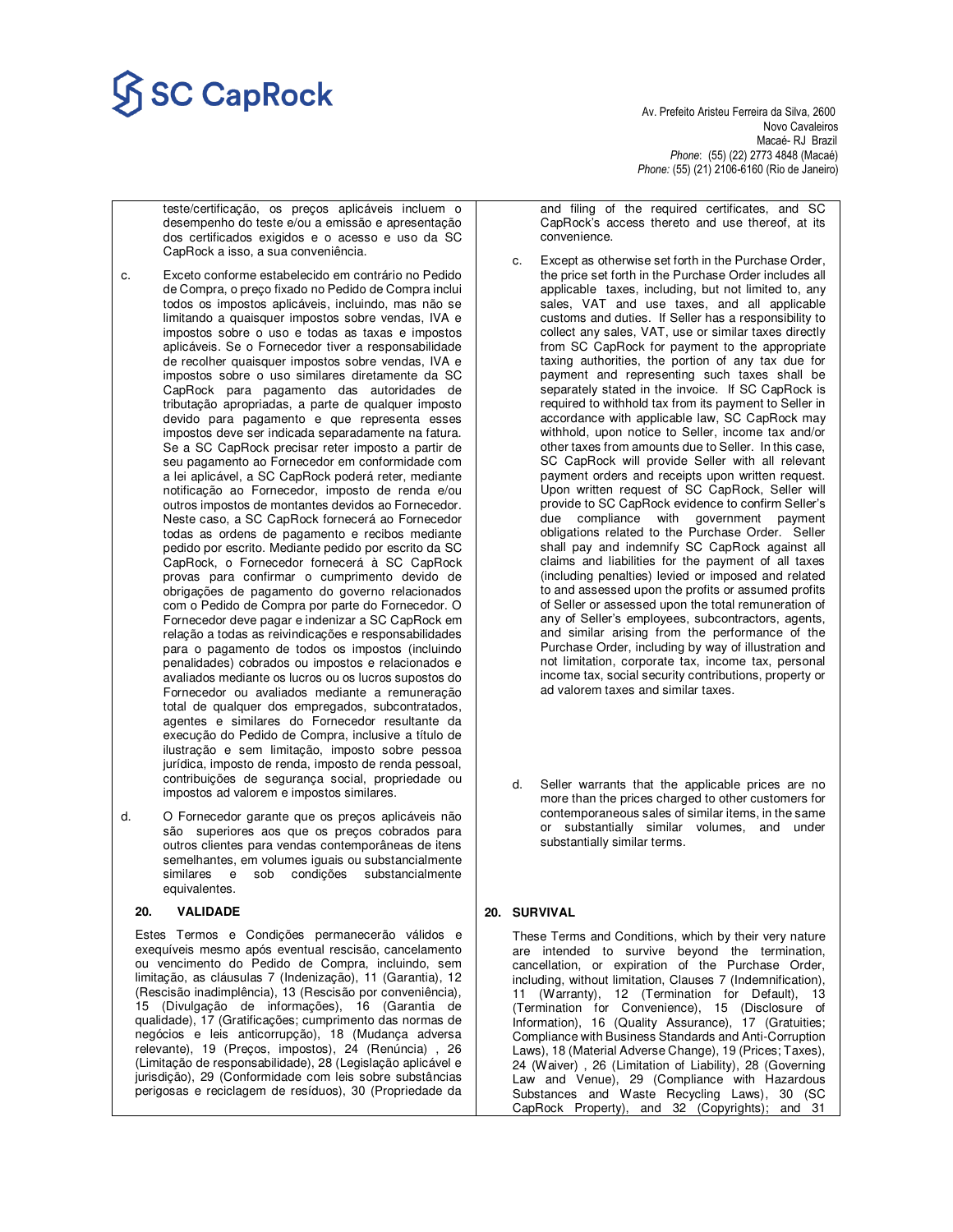teste/certificação, os preços aplicáveis incluem o desempenho do teste e/ou a emissão e apresentação dos certificados exigidos e o acesso e uso da SC CapRock a isso, a sua conveniência.

c. Exceto conforme estabelecido em contrário no Pedido de Compra, o preço fixado no Pedido de Compra inclui todos os impostos aplicáveis, incluindo, mas não se limitando a quaisquer impostos sobre vendas, IVA e impostos sobre o uso e todas as taxas e impostos aplicáveis. Se o Fornecedor tiver a responsabilidade de recolher quaisquer impostos sobre vendas, IVA e impostos sobre o uso similares diretamente da SC CapRock para pagamento das autoridades de tributação apropriadas, a parte de qualquer imposto devido para pagamento e que representa esses impostos deve ser indicada separadamente na fatura. Se a SC CapRock precisar reter imposto a partir de seu pagamento ao Fornecedor em conformidade com a lei aplicável, a SC CapRock poderá reter, mediante notificação ao Fornecedor, imposto de renda e/ou outros impostos de montantes devidos ao Fornecedor. Neste caso, a SC CapRock fornecerá ao Fornecedor todas as ordens de pagamento e recibos mediante pedido por escrito. Mediante pedido por escrito da SC CapRock, o Fornecedor fornecerá à SC CapRock provas para confirmar o cumprimento devido de obrigações de pagamento do governo relacionados com o Pedido de Compra por parte do Fornecedor. O Fornecedor deve pagar e indenizar a SC CapRock em relação a todas as reivindicações e responsabilidades para o pagamento de todos os impostos (incluindo penalidades) cobrados ou impostos e relacionados e avaliados mediante os lucros ou os lucros supostos do Fornecedor ou avaliados mediante a remuneração total de qualquer dos empregados, subcontratados, agentes e similares do Fornecedor resultante da execução do Pedido de Compra, inclusive a título de ilustração e sem limitação, imposto sobre pessoa jurídica, imposto de renda, imposto de renda pessoal, contribuições de segurança social, propriedade ou impostos ad valorem e impostos similares.

d. O Fornecedor garante que os preços aplicáveis não são superiores aos que os preços cobrados para outros clientes para vendas contemporâneas de itens semelhantes, em volumes iguais ou substancialmente similares e sob condições substancialmente equivalentes.

## 20. VALIDADE

Estes Termos e Condições permanecerão válidos e exequíveis mesmo após eventual rescisão, cancelamento ou vencimento do Pedido de Compra, incluindo, sem limitação, as cláusulas 7 (Indenização), 11 (Garantia), 12 (Rescisão inadimplência), 13 (Rescisão por conveniência), 15 (Divulgação de informações), 16 (Garantia de qualidade), 17 (Gratificações; cumprimento das normas de negócios e leis anticorrupção), 18 (Mudança adversa relevante), 19 (Preços, impostos), 24 (Renúncia) , 26 (Limitação de responsabilidade), 28 (Legislação aplicável e jurisdição), 29 (Conformidade com leis sobre substâncias perigosas e reciclagem de resíduos), 30 (Propriedade da

and filing of the required certificates, and SC CapRock's access thereto and use thereof, at its convenience.

c. Except as otherwise set forth in the Purchase Order, the price set forth in the Purchase Order includes all applicable taxes, including, but not limited to, any sales, VAT and use taxes, and all applicable customs and duties. If Seller has a responsibility to collect any sales, VAT, use or similar taxes directly from SC CapRock for payment to the appropriate taxing authorities, the portion of any tax due for payment and representing such taxes shall be separately stated in the invoice. If SC CapRock is required to withhold tax from its payment to Seller in accordance with applicable law, SC CapRock may withhold, upon notice to Seller, income tax and/or other taxes from amounts due to Seller. In this case, SC CapRock will provide Seller with all relevant payment orders and receipts upon written request. Upon written request of SC CapRock, Seller will provide to SC CapRock evidence to confirm Seller's due compliance with government payment obligations related to the Purchase Order. Seller shall pay and indemnify SC CapRock against all claims and liabilities for the payment of all taxes (including penalties) levied or imposed and related to and assessed upon the profits or assumed profits of Seller or assessed upon the total remuneration of any of Seller's employees, subcontractors, agents, and similar arising from the performance of the Purchase Order, including by way of illustration and not limitation, corporate tax, income tax, personal income tax, social security contributions, property or ad valorem taxes and similar taxes.

d. Seller warrants that the applicable prices are no more than the prices charged to other customers for contemporaneous sales of similar items, in the same or substantially similar volumes, and under substantially similar terms.

## 20. SURVIVAL

These Terms and Conditions, which by their very nature are intended to survive beyond the termination, cancellation, or expiration of the Purchase Order, including, without limitation, Clauses 7 (Indemnification), 11 (Warranty), 12 (Termination for Default), 13 (Termination for Convenience), 15 (Disclosure of Information), 16 (Quality Assurance), 17 (Gratuities; Compliance with Business Standards and Anti-Corruption Laws), 18 (Material Adverse Change), 19 (Prices; Taxes), 24 (Waiver) , 26 (Limitation of Liability), 28 (Governing Law and Venue), 29 (Compliance with Hazardous Substances and Waste Recycling Laws), 30 (SC CapRock Property), and 32 (Copyrights); and 31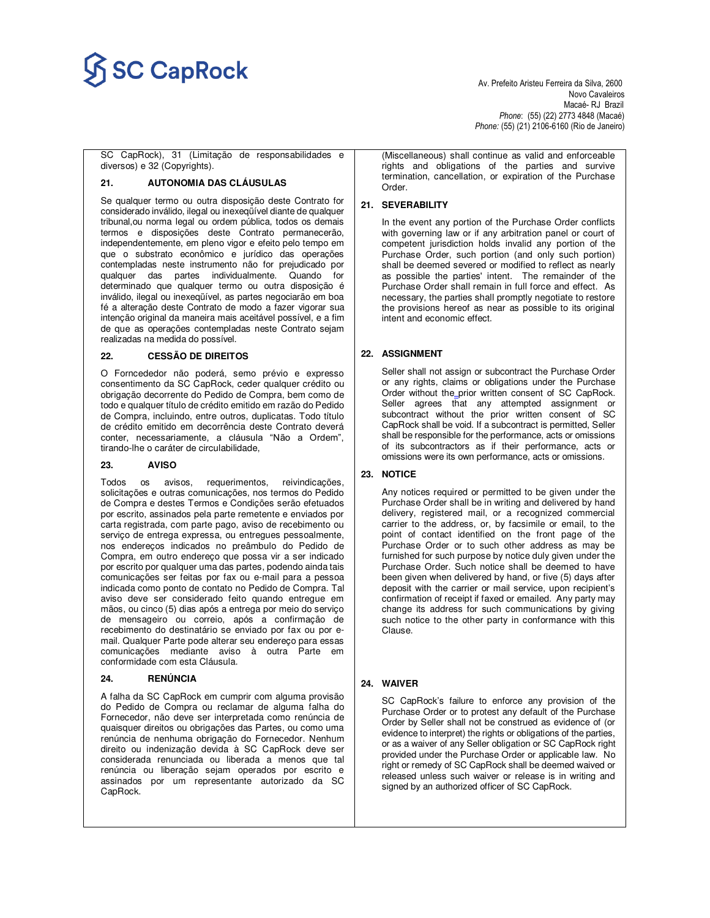SC CapRock), 31 (Limitação de responsabilidades e diversos) e 32 (Copyrights).

### 21. AUTONOMIA DAS CLÁUSULAS

Se qualquer termo ou outra disposição deste Contrato for considerado inválido, ilegal ou inexeqüível diante de qualquer tribunal,ou norma legal ou ordem pública, todos os demais termos e disposições deste Contrato permanecerão, independentemente, em pleno vigor e efeito pelo tempo em que o substrato econômico e jurídico das operações contempladas neste instrumento não for prejudicado por qualquer das partes individualmente. Quando for determinado que qualquer termo ou outra disposição é inválido, ilegal ou inexeqüível, as partes negociarão em boa fé a alteração deste Contrato de modo a fazer vigorar sua intenção original da maneira mais aceitável possível, e a fim de que as operações contempladas neste Contrato sejam realizadas na medida do possível.

### 22. CESSÃO DE DIREITOS

O Forncededor não poderá, semo prévio e expresso consentimento da SC CapRock, ceder qualquer crédito ou obrigação decorrente do Pedido de Compra, bem como de todo e qualquer título de crédito emitido em razão do Pedido de Compra, incluindo, entre outros, duplicatas. Todo título de crédito emitido em decorrência deste Contrato deverá conter, necessariamente, a cláusula "Não a Ordem", tirando-lhe o caráter de circulabilidade,

### 23. AVISO

Todos os avisos, requerimentos, reivindicações, solicitações e outras comunicações, nos termos do Pedido de Compra e destes Termos e Condições serão efetuados por escrito, assinados pela parte remetente e enviados por carta registrada, com parte pago, aviso de recebimento ou serviço de entrega expressa, ou entregues pessoalmente, nos endereços indicados no preâmbulo do Pedido de Compra, em outro endereço que possa vir a ser indicado por escrito por qualquer uma das partes, podendo ainda tais comunicações ser feitas por fax ou e-mail para a pessoa indicada como ponto de contato no Pedido de Compra. Tal aviso deve ser considerado feito quando entregue em mãos, ou cinco (5) dias após a entrega por meio do serviço de mensageiro ou correio, após a confirmação de recebimento do destinatário se enviado por fax ou por e-mail. Qualquer Parte pode alterar seu endereço para essas comunicações mediante aviso à outra Parte em conformidade com esta Cláusula.

### 24. RENÚNCIA

A falha da SC CapRock em cumprir com alguma provisão do Pedido de Compra ou reclamar de alguma falha do Fornecedor, não deve ser interpretada como renúncia de quaisquer direitos ou obrigações das Partes, ou como uma renúncia de nenhuma obrigação do Fornecedor. Nenhum direito ou indenização devida à SC CapRock deve ser considerada renunciada ou liberada a menos que tal renúncia ou liberação sejam operados por escrito e assinados por um representante autorizado da SC CapRock.

(Miscellaneous) shall continue as valid and enforceable rights and obligations of the parties and survive termination, cancellation, or expiration of the Purchase Order.

### 21. SEVERABILITY

In the event any portion of the Purchase Order conflicts with governing law or if any arbitration panel or court of competent jurisdiction holds invalid any portion of the Purchase Order, such portion (and only such portion) shall be deemed severed or modified to reflect as nearly as possible the parties' intent. The remainder of the Purchase Order shall remain in full force and effect. As necessary, the parties shall promptly negotiate to restore the provisions hereof as near as possible to its original intent and economic effect.

### 22. ASSIGNMENT

Seller shall not assign or subcontract the Purchase Order or any rights, claims or obligations under the Purchase Order without the prior written consent of SC CapRock. Seller agrees that any attempted assignment or subcontract without the prior written consent of SC CapRock shall be void. If a subcontract is permitted, Seller shall be responsible for the performance, acts or omissions of its subcontractors as if their performance, acts or omissions were its own performance, acts or omissions.

### 23. NOTICE

Any notices required or permitted to be given under the Purchase Order shall be in writing and delivered by hand delivery, registered mail, or a recognized commercial carrier to the address, or, by facsimile or email, to the point of contact identified on the front page of the Purchase Order or to such other address as may be furnished for such purpose by notice duly given under the Purchase Order. Such notice shall be deemed to have been given when delivered by hand, or five (5) days after deposit with the carrier or mail service, upon recipient's confirmation of receipt if faxed or emailed. Any party may change its address for such communications by giving such notice to the other party in conformance with this Clause.

### 24. WAIVER

SC CapRock's failure to enforce any provision of the Purchase Order or to protest any default of the Purchase Order by Seller shall not be construed as evidence of (or evidence to interpret) the rights or obligations of the parties, or as a waiver of any Seller obligation or SC CapRock right provided under the Purchase Order or applicable law. No right or remedy of SC CapRock shall be deemed waived or released unless such waiver or release is in writing and signed by an authorized officer of SC CapRock.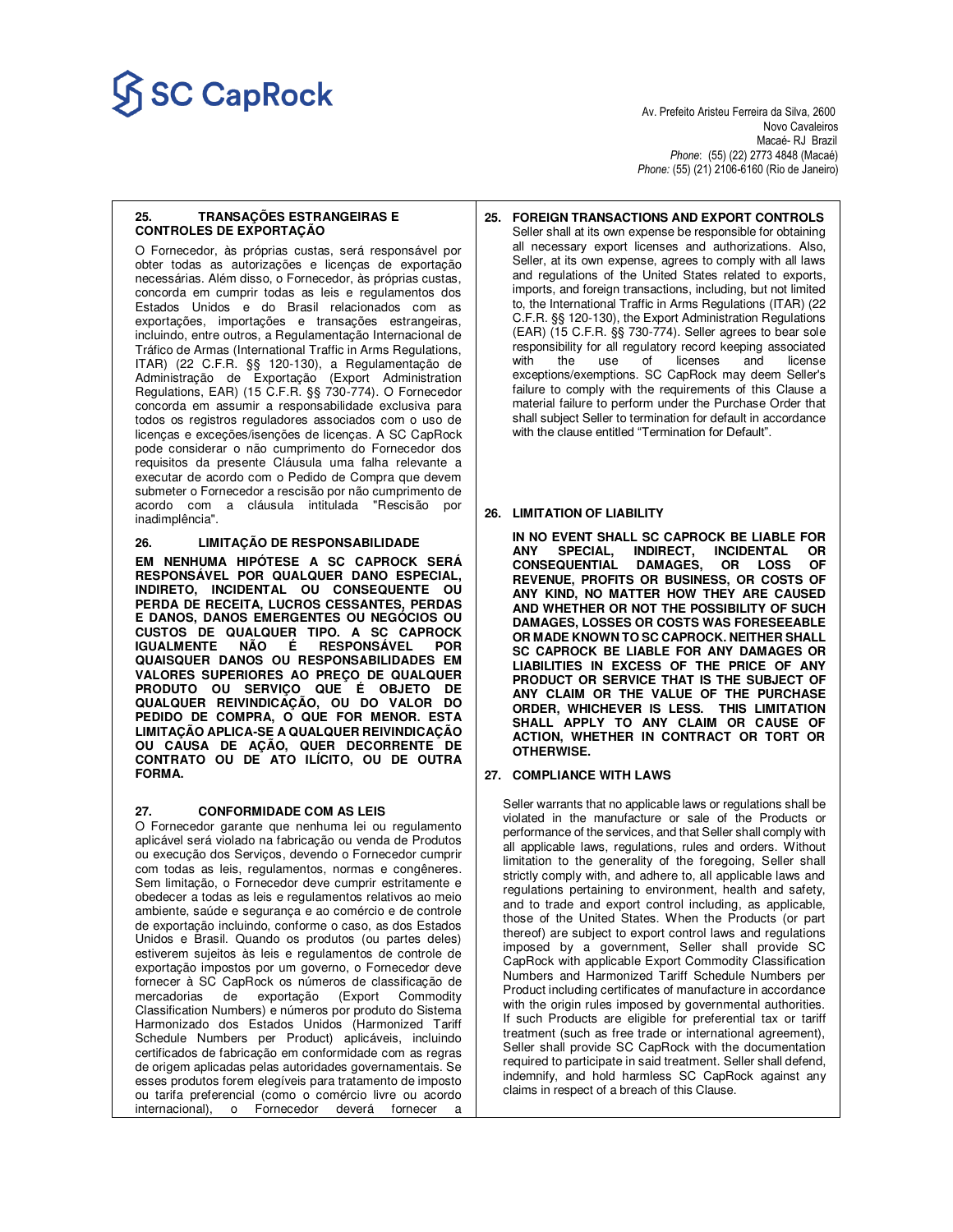**SC CapRock**

Av. Prefeito Aristeu Ferreira da Silva, 2600
Novo Cavaleiros
Macaé- RJ Brazil
*Phone*: (55) (22) 2773 4848 (Macaé)
*Phone:* (55) (21) 2106-6160 (Rio de Janeiro)

## 25. TRANSAÇÕES ESTRANGEIRAS E CONTROLES DE EXPORTAÇÃO

O Fornecedor, às próprias custas, será responsável por obter todas as autorizações e licenças de exportação necessárias. Além disso, o Fornecedor, às próprias custas, concorda em cumprir todas as leis e regulamentos dos Estados Unidos e do Brasil relacionados com as exportações, importações e transações estrangeiras, incluindo, entre outros, a Regulamentação Internacional de Tráfico de Armas (International Traffic in Arms Regulations, ITAR) (22 C.F.R. §§ 120-130), a Regulamentação de Administração de Exportação (Export Administration Regulations, EAR) (15 C.F.R. §§ 730-774). O Fornecedor concorda em assumir a responsabilidade exclusiva para todos os registros reguladores associados com o uso de licenças e exceções/isenções de licenças. A SC CapRock pode considerar o não cumprimento do Fornecedor dos requisitos da presente Cláusula uma falha relevante a executar de acordo com o Pedido de Compra que devem submeter o Fornecedor a rescisão por não cumprimento de acordo com a cláusula intitulada "Rescisão por inadimplência".

## 26. LIMITAÇÃO DE RESPONSABILIDADE

**EM NENHUMA HIPÓTESE A SC CAPROCK SERÁ RESPONSÁVEL POR QUALQUER DANO ESPECIAL, INDIRETO, INCIDENTAL OU CONSEQUENTE OU PERDA DE RECEITA, LUCROS CESSANTES, PERDAS E DANOS, DANOS EMERGENTES OU NEGÓCIOS OU CUSTOS DE QUALQUER TIPO. A SC CAPROCK IGUALMENTE NÃO É RESPONSÁVEL POR QUAISQUER DANOS OU RESPONSABILIDADES EM VALORES SUPERIORES AO PREÇO DE QUALQUER PRODUTO OU SERVIÇO QUE É OBJETO DE QUALQUER REIVINDICAÇÃO, OU DO VALOR DO PEDIDO DE COMPRA, O QUE FOR MENOR. ESTA LIMITAÇÃO APLICA-SE A QUALQUER REIVINDICAÇÃO OU CAUSA DE AÇÃO, QUER DECORRENTE DE CONTRATO OU DE ATO ILÍCITO, OU DE OUTRA FORMA.**

## 27. CONFORMIDADE COM AS LEIS

O Fornecedor garante que nenhuma lei ou regulamento aplicável será violado na fabricação ou venda de Produtos ou execução dos Serviços, devendo o Fornecedor cumprir com todas as leis, regulamentos, normas e congêneres. Sem limitação, o Fornecedor deve cumprir estritamente e obedecer a todas as leis e regulamentos relativos ao meio ambiente, saúde e segurança e ao comércio e de controle de exportação incluindo, conforme o caso, as dos Estados Unidos e Brasil. Quando os produtos (ou partes deles) estiverem sujeitos às leis e regulamentos de controle de exportação impostos por um governo, o Fornecedor deve fornecer à SC CapRock os números de classificação de mercadorias de exportação (Export Commodity Classification Numbers) e números por produto do Sistema Harmonizado dos Estados Unidos (Harmonized Tariff Schedule Numbers per Product) aplicáveis, incluindo certificados de fabricação em conformidade com as regras de origem aplicadas pelas autoridades governamentais. Se esses produtos forem elegíveis para tratamento de imposto ou tarifa preferencial (como o comércio livre ou acordo internacional), o Fornecedor deverá fornecer a

## 25. FOREIGN TRANSACTIONS AND EXPORT CONTROLS

Seller shall at its own expense be responsible for obtaining all necessary export licenses and authorizations. Also, Seller, at its own expense, agrees to comply with all laws and regulations of the United States related to exports, imports, and foreign transactions, including, but not limited to, the International Traffic in Arms Regulations (ITAR) (22 C.F.R. §§ 120-130), the Export Administration Regulations (EAR) (15 C.F.R. §§ 730-774). Seller agrees to bear sole responsibility for all regulatory record keeping associated with the use of licenses and license exceptions/exemptions. SC CapRock may deem Seller's failure to comply with the requirements of this Clause a material failure to perform under the Purchase Order that shall subject Seller to termination for default in accordance with the clause entitled "Termination for Default".

## 26. LIMITATION OF LIABILITY

**IN NO EVENT SHALL SC CAPROCK BE LIABLE FOR ANY SPECIAL, INDIRECT, INCIDENTAL OR CONSEQUENTIAL DAMAGES, OR LOSS OF REVENUE, PROFITS OR BUSINESS, OR COSTS OF ANY KIND, NO MATTER HOW THEY ARE CAUSED AND WHETHER OR NOT THE POSSIBILITY OF SUCH DAMAGES, LOSSES OR COSTS WAS FORESEEABLE OR MADE KNOWN TO SC CAPROCK. NEITHER SHALL SC CAPROCK BE LIABLE FOR ANY DAMAGES OR LIABILITIES IN EXCESS OF THE PRICE OF ANY PRODUCT OR SERVICE THAT IS THE SUBJECT OF ANY CLAIM OR THE VALUE OF THE PURCHASE ORDER, WHICHEVER IS LESS. THIS LIMITATION SHALL APPLY TO ANY CLAIM OR CAUSE OF ACTION, WHETHER IN CONTRACT OR TORT OR OTHERWISE.**

## 27. COMPLIANCE WITH LAWS

Seller warrants that no applicable laws or regulations shall be violated in the manufacture or sale of the Products or performance of the services, and that Seller shall comply with all applicable laws, regulations, rules and orders. Without limitation to the generality of the foregoing, Seller shall strictly comply with, and adhere to, all applicable laws and regulations pertaining to environment, health and safety, and to trade and export control including, as applicable, those of the United States. When the Products (or part thereof) are subject to export control laws and regulations imposed by a government, Seller shall provide SC CapRock with applicable Export Commodity Classification Numbers and Harmonized Tariff Schedule Numbers per Product including certificates of manufacture in accordance with the origin rules imposed by governmental authorities. If such Products are eligible for preferential tax or tariff treatment (such as free trade or international agreement), Seller shall provide SC CapRock with the documentation required to participate in said treatment. Seller shall defend, indemnify, and hold harmless SC CapRock against any claims in respect of a breach of this Clause.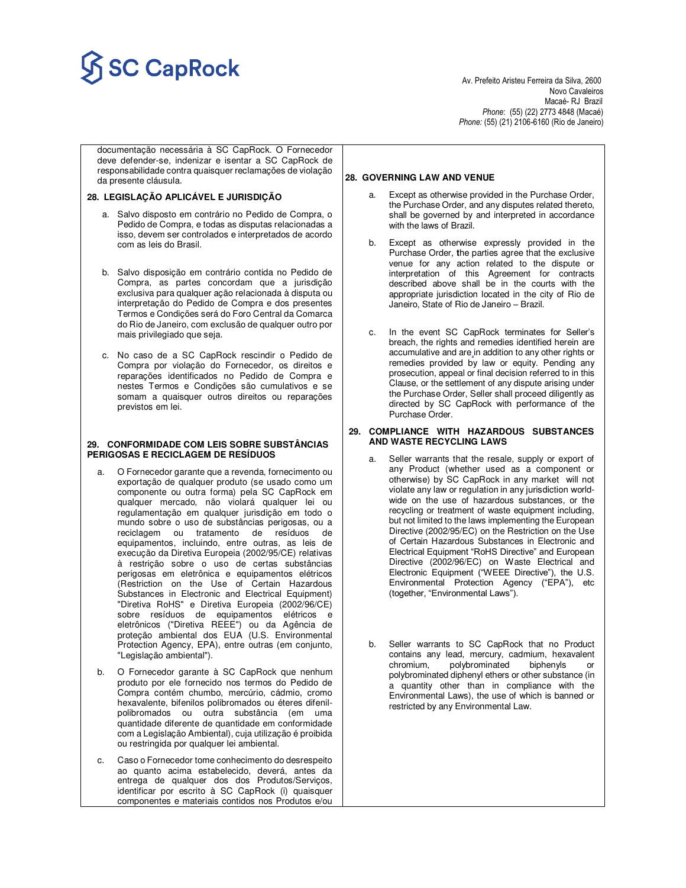documentação necessária à SC CapRock. O Fornecedor deve defender-se, indenizar e isentar a SC CapRock de responsabilidade contra quaisquer reclamações de violação da presente cláusula.

## 28. LEGISLAÇÃO APLICÁVEL E JURISDIÇÃO

a. Salvo disposto em contrário no Pedido de Compra, o Pedido de Compra, e todas as disputas relacionadas a isso, devem ser controlados e interpretados de acordo com as leis do Brasil.

b. Salvo disposição em contrário contida no Pedido de Compra, as partes concordam que a jurisdição exclusiva para qualquer ação relacionada à disputa ou interpretação do Pedido de Compra e dos presentes Termos e Condições será do Foro Central da Comarca do Rio de Janeiro, com exclusão de qualquer outro por mais privilegiado que seja.

c. No caso de a SC CapRock rescindir o Pedido de Compra por violação do Fornecedor, os direitos e reparações identificados no Pedido de Compra e nestes Termos e Condições são cumulativos e se somam a quaisquer outros direitos ou reparações previstos em lei.

## 29. CONFORMIDADE COM LEIS SOBRE SUBSTÂNCIAS PERIGOSAS E RECICLAGEM DE RESÍDUOS

a. O Fornecedor garante que a revenda, fornecimento ou exportação de qualquer produto (se usado como um componente ou outra forma) pela SC CapRock em qualquer mercado, não violará qualquer lei ou regulamentação em qualquer jurisdição em todo o mundo sobre o uso de substâncias perigosas, ou a reciclagem ou tratamento de resíduos de equipamentos, incluindo, entre outras, as leis de execução da Diretiva Europeia (2002/95/CE) relativas à restrição sobre o uso de certas substâncias perigosas em eletrônica e equipamentos elétricos (Restriction on the Use of Certain Hazardous Substances in Electronic and Electrical Equipment) "Diretiva RoHS" e Diretiva Europeia (2002/96/CE) sobre resíduos de equipamentos elétricos e eletrônicos ("Diretiva REEE") ou da Agência de proteção ambiental dos EUA (U.S. Environmental Protection Agency, EPA), entre outras (em conjunto, "Legislação ambiental").

b. O Fornecedor garante à SC CapRock que nenhum produto por ele fornecido nos termos do Pedido de Compra contém chumbo, mercúrio, cádmio, cromo hexavalente, bifenilos polibromados ou éteres difenil-polibromados ou outra substância (em uma quantidade diferente de quantidade em conformidade com a Legislação Ambiental), cuja utilização é proibida ou restringida por qualquer lei ambiental.

c. Caso o Fornecedor tome conhecimento do desrespeito ao quanto acima estabelecido, deverá, antes da entrega de qualquer dos dos Produtos/Serviços, identificar por escrito à SC CapRock (i) quaisquer componentes e materiais contidos nos Produtos e/ou

## 28. GOVERNING LAW AND VENUE

a. Except as otherwise provided in the Purchase Order, the Purchase Order, and any disputes related thereto, shall be governed by and interpreted in accordance with the laws of Brazil.

b. Except as otherwise expressly provided in the Purchase Order, the parties agree that the exclusive venue for any action related to the dispute or interpretation of this Agreement for contracts described above shall be in the courts with the appropriate jurisdiction located in the city of Rio de Janeiro, State of Rio de Janeiro – Brazil.

c. In the event SC CapRock terminates for Seller's breach, the rights and remedies identified herein are accumulative and are in addition to any other rights or remedies provided by law or equity. Pending any prosecution, appeal or final decision referred to in this Clause, or the settlement of any dispute arising under the Purchase Order, Seller shall proceed diligently as directed by SC CapRock with performance of the Purchase Order.

## 29. COMPLIANCE WITH HAZARDOUS SUBSTANCES AND WASTE RECYCLING LAWS

a. Seller warrants that the resale, supply or export of any Product (whether used as a component or otherwise) by SC CapRock in any market will not violate any law or regulation in any jurisdiction world-wide on the use of hazardous substances, or the recycling or treatment of waste equipment including, but not limited to the laws implementing the European Directive (2002/95/EC) on the Restriction on the Use of Certain Hazardous Substances in Electronic and Electrical Equipment "RoHS Directive" and European Directive (2002/96/EC) on Waste Electrical and Electronic Equipment ("WEEE Directive"), the U.S. Environmental Protection Agency ("EPA"), etc (together, "Environmental Laws").

b. Seller warrants to SC CapRock that no Product contains any lead, mercury, cadmium, hexavalent chromium, polybrominated biphenyls or polybrominated diphenyl ethers or other substance (in a quantity other than in compliance with the Environmental Laws), the use of which is banned or restricted by any Environmental Law.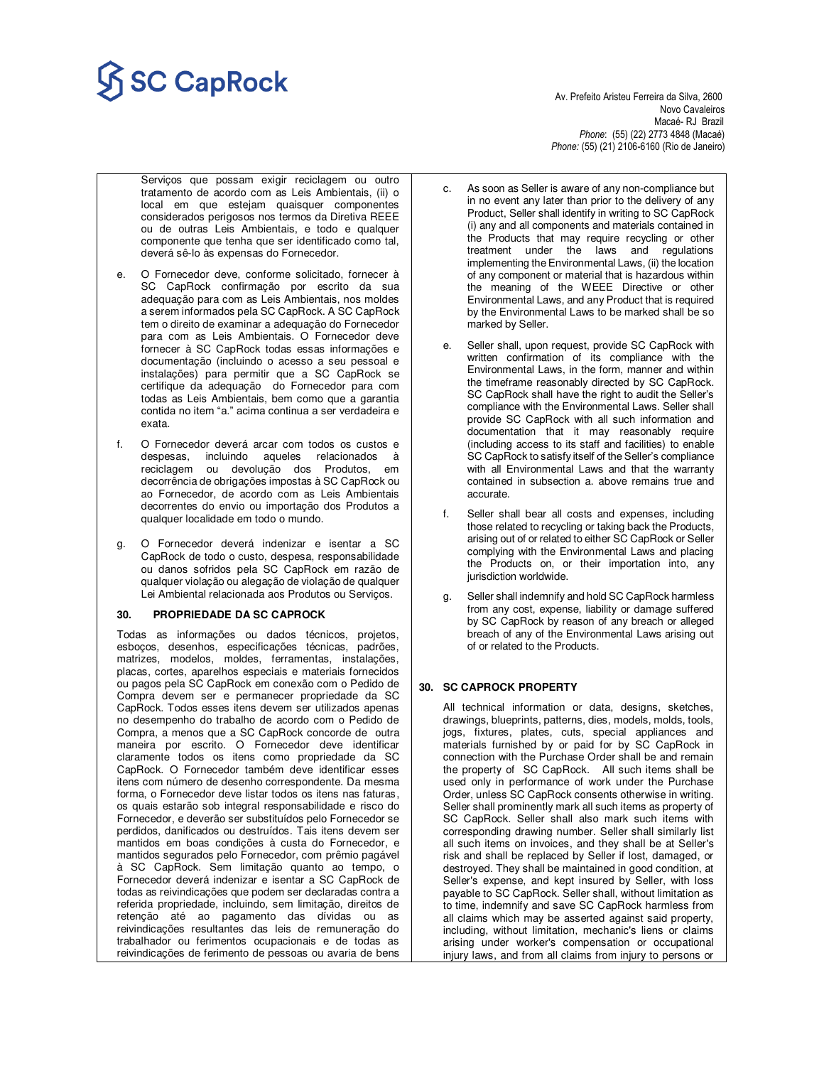Serviços que possam exigir reciclagem ou outro tratamento de acordo com as Leis Ambientais, (ii) o local em que estejam quaisquer componentes considerados perigosos nos termos da Diretiva REEE ou de outras Leis Ambientais, e todo e qualquer componente que tenha que ser identificado como tal, deverá sê-lo às expensas do Fornecedor.

e. O Fornecedor deve, conforme solicitado, fornecer à SC CapRock confirmação por escrito da sua adequação para com as Leis Ambientais, nos moldes a serem informados pela SC CapRock. A SC CapRock tem o direito de examinar a adequação do Fornecedor para com as Leis Ambientais. O Fornecedor deve fornecer à SC CapRock todas essas informações e documentação (incluindo o acesso a seu pessoal e instalações) para permitir que a SC CapRock se certifique da adequação do Fornecedor para com todas as Leis Ambientais, bem como que a garantia contida no item "a." acima continua a ser verdadeira e exata.

f. O Fornecedor deverá arcar com todos os custos e despesas, incluindo aqueles relacionados à reciclagem ou devolução dos Produtos, em decorrência de obrigações impostas à SC CapRock ou ao Fornecedor, de acordo com as Leis Ambientais decorrentes do envio ou importação dos Produtos a qualquer localidade em todo o mundo.

g. O Fornecedor deverá indenizar e isentar a SC CapRock de todo o custo, despesa, responsabilidade ou danos sofridos pela SC CapRock em razão de qualquer violação ou alegação de violação de qualquer Lei Ambiental relacionada aos Produtos ou Serviços.

**30. PROPRIEDADE DA SC CAPROCK**

Todas as informações ou dados técnicos, projetos, esboços, desenhos, especificações técnicas, padrões, matrizes, modelos, moldes, ferramentas, instalações, placas, cortes, aparelhos especiais e materiais fornecidos ou pagos pela SC CapRock em conexão com o Pedido de Compra devem ser e permanecer propriedade da SC CapRock. Todos esses itens devem ser utilizados apenas no desempenho do trabalho de acordo com o Pedido de Compra, a menos que a SC CapRock concorde de outra maneira por escrito. O Fornecedor deve identificar claramente todos os itens como propriedade da SC CapRock. O Fornecedor também deve identificar esses itens com número de desenho correspondente. Da mesma forma, o Fornecedor deve listar todos os itens nas faturas, os quais estarão sob integral responsabilidade e risco do Fornecedor, e deverão ser substituídos pelo Fornecedor se perdidos, danificados ou destruídos. Tais itens devem ser mantidos em boas condições à custa do Fornecedor, e mantidos segurados pelo Fornecedor, com prêmio pagável à SC CapRock. Sem limitação quanto ao tempo, o Fornecedor deverá indenizar e isentar a SC CapRock de todas as reivindicações que podem ser declaradas contra a referida propriedade, incluindo, sem limitação, direitos de retenção até ao pagamento das dívidas ou as reivindicações resultantes das leis de remuneração do trabalhador ou ferimentos ocupacionais e de todas as reivindicações de ferimento de pessoas ou avaria de bens

c. As soon as Seller is aware of any non-compliance but in no event any later than prior to the delivery of any Product, Seller shall identify in writing to SC CapRock (i) any and all components and materials contained in the Products that may require recycling or other treatment under the laws and regulations implementing the Environmental Laws, (ii) the location of any component or material that is hazardous within the meaning of the WEEE Directive or other Environmental Laws, and any Product that is required by the Environmental Laws to be marked shall be so marked by Seller.

e. Seller shall, upon request, provide SC CapRock with written confirmation of its compliance with the Environmental Laws, in the form, manner and within the timeframe reasonably directed by SC CapRock. SC CapRock shall have the right to audit the Seller's compliance with the Environmental Laws. Seller shall provide SC CapRock with all such information and documentation that it may reasonably require (including access to its staff and facilities) to enable SC CapRock to satisfy itself of the Seller's compliance with all Environmental Laws and that the warranty contained in subsection a. above remains true and accurate.

f. Seller shall bear all costs and expenses, including those related to recycling or taking back the Products, arising out of or related to either SC CapRock or Seller complying with the Environmental Laws and placing the Products on, or their importation into, any jurisdiction worldwide.

g. Seller shall indemnify and hold SC CapRock harmless from any cost, expense, liability or damage suffered by SC CapRock by reason of any breach or alleged breach of any of the Environmental Laws arising out of or related to the Products.

**30. SC CAPROCK PROPERTY**

All technical information or data, designs, sketches, drawings, blueprints, patterns, dies, models, molds, tools, jogs, fixtures, plates, cuts, special appliances and materials furnished by or paid for by SC CapRock in connection with the Purchase Order shall be and remain the property of SC CapRock. All such items shall be used only in performance of work under the Purchase Order, unless SC CapRock consents otherwise in writing. Seller shall prominently mark all such items as property of SC CapRock. Seller shall also mark such items with corresponding drawing number. Seller shall similarly list all such items on invoices, and they shall be at Seller's risk and shall be replaced by Seller if lost, damaged, or destroyed. They shall be maintained in good condition, at Seller's expense, and kept insured by Seller, with loss payable to SC CapRock. Seller shall, without limitation as to time, indemnify and save SC CapRock harmless from all claims which may be asserted against said property, including, without limitation, mechanic's liens or claims arising under worker's compensation or occupational injury laws, and from all claims from injury to persons or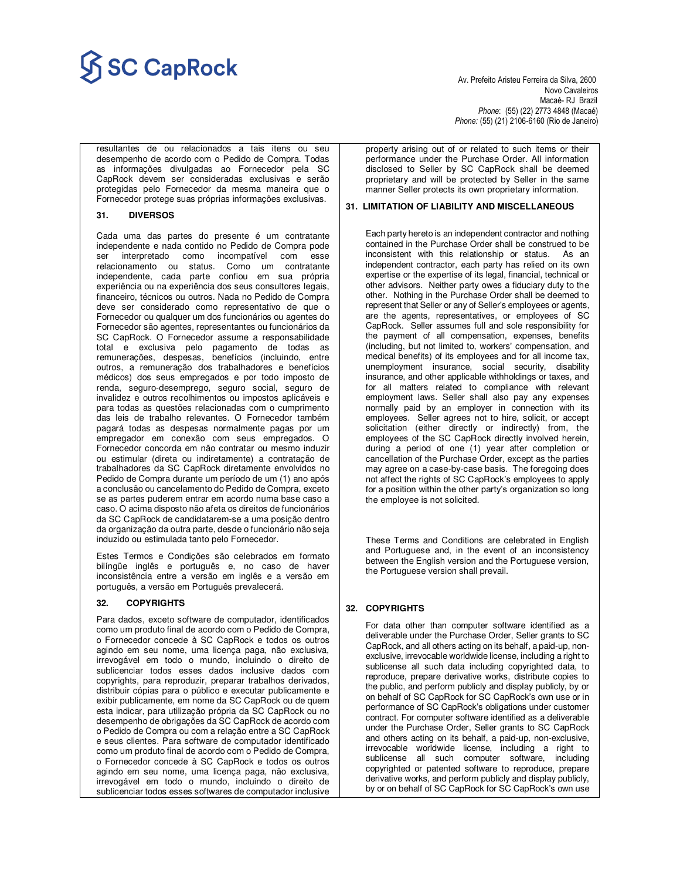resultantes de ou relacionados a tais itens ou seu desempenho de acordo com o Pedido de Compra. Todas as informações divulgadas ao Fornecedor pela SC CapRock devem ser consideradas exclusivas e serão protegidas pelo Fornecedor da mesma maneira que o Fornecedor protege suas próprias informações exclusivas.

### 31. DIVERSOS

Cada uma das partes do presente é um contratante independente e nada contido no Pedido de Compra pode ser interpretado como incompatível com esse relacionamento ou status. Como um contratante independente, cada parte confiou em sua própria experiência ou na experiência dos seus consultores legais, financeiro, técnicos ou outros. Nada no Pedido de Compra deve ser considerado como representativo de que o Fornecedor ou qualquer um dos funcionários ou agentes do Fornecedor são agentes, representantes ou funcionários da SC CapRock. O Fornecedor assume a responsabilidade total e exclusiva pelo pagamento de todas as remunerações, despesas, benefícios (incluindo, entre outros, a remuneração dos trabalhadores e benefícios médicos) dos seus empregados e por todo imposto de renda, seguro-desemprego, seguro social, seguro de invalidez e outros recolhimentos ou impostos aplicáveis e para todas as questões relacionadas com o cumprimento das leis de trabalho relevantes. O Fornecedor também pagará todas as despesas normalmente pagas por um empregador em conexão com seus empregados. O Fornecedor concorda em não contratar ou mesmo induzir ou estimular (direta ou indiretamente) a contratação de trabalhadores da SC CapRock diretamente envolvidos no Pedido de Compra durante um período de um (1) ano após a conclusão ou cancelamento do Pedido de Compra, exceto se as partes puderem entrar em acordo numa base caso a caso. O acima disposto não afeta os direitos de funcionários da SC CapRock de candidatarem-se a uma posição dentro da organização da outra parte, desde o funcionário não seja induzido ou estimulada tanto pelo Fornecedor.

Estes Termos e Condições são celebrados em formato bilíngüe inglês e português e, no caso de haver inconsistência entre a versão em inglês e a versão em português, a versão em Português prevalecerá.

### 32. COPYRIGHTS

Para dados, exceto software de computador, identificados como um produto final de acordo com o Pedido de Compra, o Fornecedor concede à SC CapRock e todos os outros agindo em seu nome, uma licença paga, não exclusiva, irrevogável em todo o mundo, incluindo o direito de sublicenciar todos esses dados inclusive dados com copyrights, para reproduzir, preparar trabalhos derivados, distribuir cópias para o público e executar publicamente e exibir publicamente, em nome da SC CapRock ou de quem esta indicar, para utilização própria da SC CapRock ou no desempenho de obrigações da SC CapRock de acordo com o Pedido de Compra ou com a relação entre a SC CapRock e seus clientes. Para software de computador identificado como um produto final de acordo com o Pedido de Compra, o Fornecedor concede à SC CapRock e todos os outros agindo em seu nome, uma licença paga, não exclusiva, irrevogável em todo o mundo, incluindo o direito de sublicenciar todos esses softwares de computador inclusive

property arising out of or related to such items or their performance under the Purchase Order. All information disclosed to Seller by SC CapRock shall be deemed proprietary and will be protected by Seller in the same manner Seller protects its own proprietary information.

### 31. LIMITATION OF LIABILITY AND MISCELLANEOUS

Each party hereto is an independent contractor and nothing contained in the Purchase Order shall be construed to be inconsistent with this relationship or status. As an independent contractor, each party has relied on its own expertise or the expertise of its legal, financial, technical or other advisors. Neither party owes a fiduciary duty to the other. Nothing in the Purchase Order shall be deemed to represent that Seller or any of Seller's employees or agents, are the agents, representatives, or employees of SC CapRock. Seller assumes full and sole responsibility for the payment of all compensation, expenses, benefits (including, but not limited to, workers' compensation, and medical benefits) of its employees and for all income tax, unemployment insurance, social security, disability insurance, and other applicable withholdings or taxes, and for all matters related to compliance with relevant employment laws. Seller shall also pay any expenses normally paid by an employer in connection with its employees. Seller agrees not to hire, solicit, or accept solicitation (either directly or indirectly) from, the employees of the SC CapRock directly involved herein, during a period of one (1) year after completion or cancellation of the Purchase Order, except as the parties may agree on a case-by-case basis. The foregoing does not affect the rights of SC CapRock's employees to apply for a position within the other party's organization so long the employee is not solicited.

These Terms and Conditions are celebrated in English and Portuguese and, in the event of an inconsistency between the English version and the Portuguese version, the Portuguese version shall prevail.

### 32. COPYRIGHTS

For data other than computer software identified as a deliverable under the Purchase Order, Seller grants to SC CapRock, and all others acting on its behalf, a paid-up, non-exclusive, irrevocable worldwide license, including a right to sublicense all such data including copyrighted data, to reproduce, prepare derivative works, distribute copies to the public, and perform publicly and display publicly, by or on behalf of SC CapRock for SC CapRock's own use or in performance of SC CapRock's obligations under customer contract. For computer software identified as a deliverable under the Purchase Order, Seller grants to SC CapRock and others acting on its behalf, a paid-up, non-exclusive, irrevocable worldwide license, including a right to sublicense all such computer software, including copyrighted or patented software to reproduce, prepare derivative works, and perform publicly and display publicly, by or on behalf of SC CapRock for SC CapRock's own use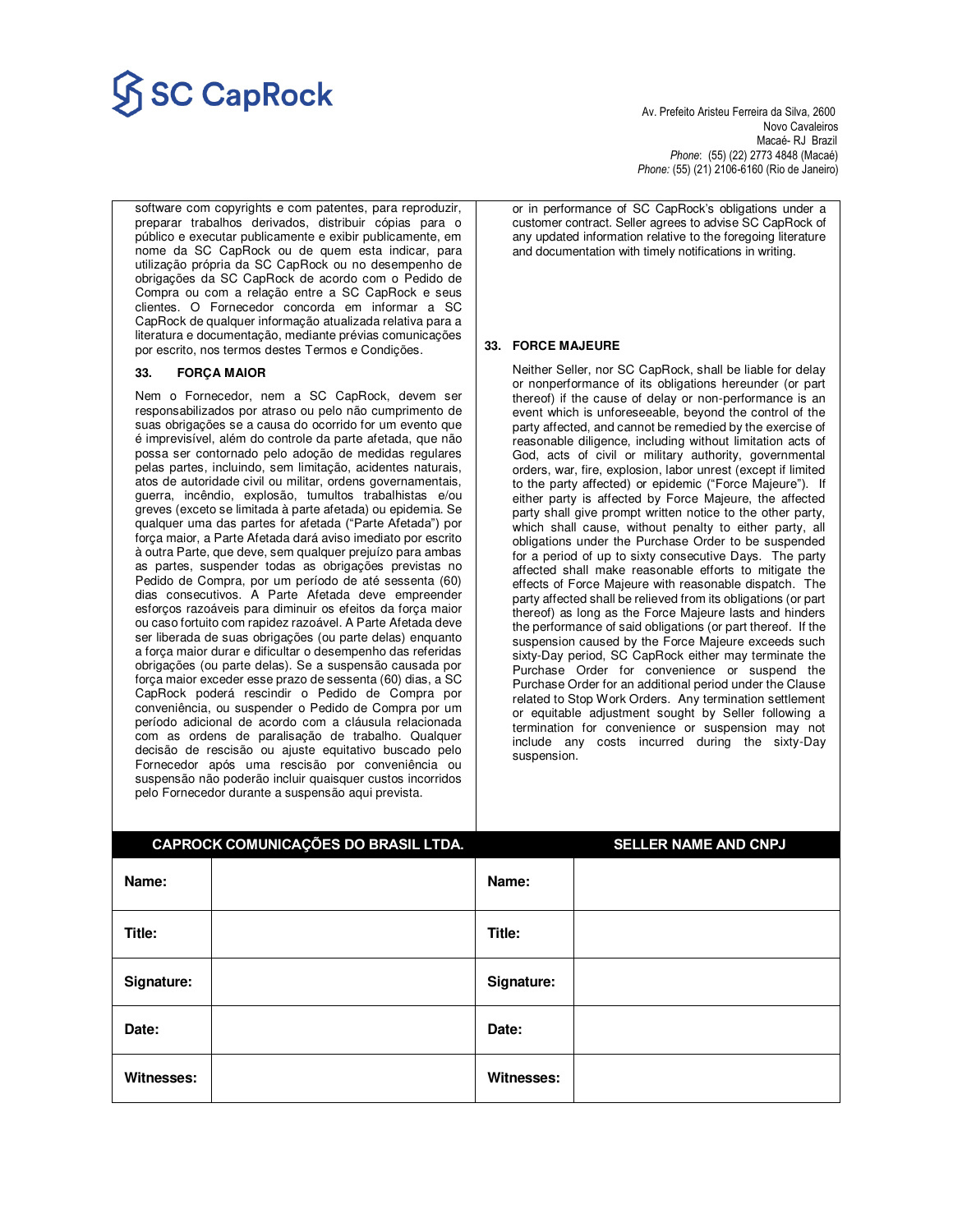software com copyrights e com patentes, para reproduzir, preparar trabalhos derivados, distribuir cópias para o público e executar publicamente e exibir publicamente, em nome da SC CapRock ou de quem esta indicar, para utilização própria da SC CapRock ou no desempenho de obrigações da SC CapRock de acordo com o Pedido de Compra ou com a relação entre a SC CapRock e seus clientes. O Fornecedor concorda em informar a SC CapRock de qualquer informação atualizada relativa para a literatura e documentação, mediante prévias comunicações por escrito, nos termos destes Termos e Condições.

### 33. FORÇA MAIOR

Nem o Fornecedor, nem a SC CapRock, devem ser responsabilizados por atraso ou pelo não cumprimento de suas obrigações se a causa do ocorrido for um evento que é imprevisível, além do controle da parte afetada, que não possa ser contornado pelo adoção de medidas regulares pelas partes, incluindo, sem limitação, acidentes naturais, atos de autoridade civil ou militar, ordens governamentais, guerra, incêndio, explosão, tumultos trabalhistas e/ou greves (exceto se limitada à parte afetada) ou epidemia. Se qualquer uma das partes for afetada ("Parte Afetada") por força maior, a Parte Afetada dará aviso imediato por escrito à outra Parte, que deve, sem qualquer prejuízo para ambas as partes, suspender todas as obrigações previstas no Pedido de Compra, por um período de até sessenta (60) dias consecutivos. A Parte Afetada deve empreender esforços razoáveis para diminuir os efeitos da força maior ou caso fortuito com rapidez razoável. A Parte Afetada deve ser liberada de suas obrigações (ou parte delas) enquanto a força maior durar e dificultar o desempenho das referidas obrigações (ou parte delas). Se a suspensão causada por força maior exceder esse prazo de sessenta (60) dias, a SC CapRock poderá rescindir o Pedido de Compra por conveniência, ou suspender o Pedido de Compra por um período adicional de acordo com a cláusula relacionada com as ordens de paralisação de trabalho. Qualquer decisão de rescisão ou ajuste equitativo buscado pelo Fornecedor após uma rescisão por conveniência ou suspensão não poderão incluir quaisquer custos incorridos pelo Fornecedor durante a suspensão aqui prevista.

or in performance of SC CapRock's obligations under a customer contract. Seller agrees to advise SC CapRock of any updated information relative to the foregoing literature and documentation with timely notifications in writing.

### 33. FORCE MAJEURE

Neither Seller, nor SC CapRock, shall be liable for delay or nonperformance of its obligations hereunder (or part thereof) if the cause of delay or non-performance is an event which is unforeseeable, beyond the control of the party affected, and cannot be remedied by the exercise of reasonable diligence, including without limitation acts of God, acts of civil or military authority, governmental orders, war, fire, explosion, labor unrest (except if limited to the party affected) or epidemic ("Force Majeure"). If either party is affected by Force Majeure, the affected party shall give prompt written notice to the other party, which shall cause, without penalty to either party, all obligations under the Purchase Order to be suspended for a period of up to sixty consecutive Days. The party affected shall make reasonable efforts to mitigate the effects of Force Majeure with reasonable dispatch. The party affected shall be relieved from its obligations (or part thereof) as long as the Force Majeure lasts and hinders the performance of said obligations (or part thereof. If the suspension caused by the Force Majeure exceeds such sixty-Day period, SC CapRock either may terminate the Purchase Order for convenience or suspend the Purchase Order for an additional period under the Clause related to Stop Work Orders. Any termination settlement or equitable adjustment sought by Seller following a termination for convenience or suspension may not include any costs incurred during the sixty-Day suspension.

| CAPROCK COMUNICAÇÕES DO BRASIL LTDA. | | SELLER NAME AND CNPJ | |
|---|---|---|---|
| **Name:** | | **Name:** | |
| **Title:** | | **Title:** | |
| **Signature:** | | **Signature:** | |
| **Date:** | | **Date:** | |
| **Witnesses:** | | **Witnesses:** | |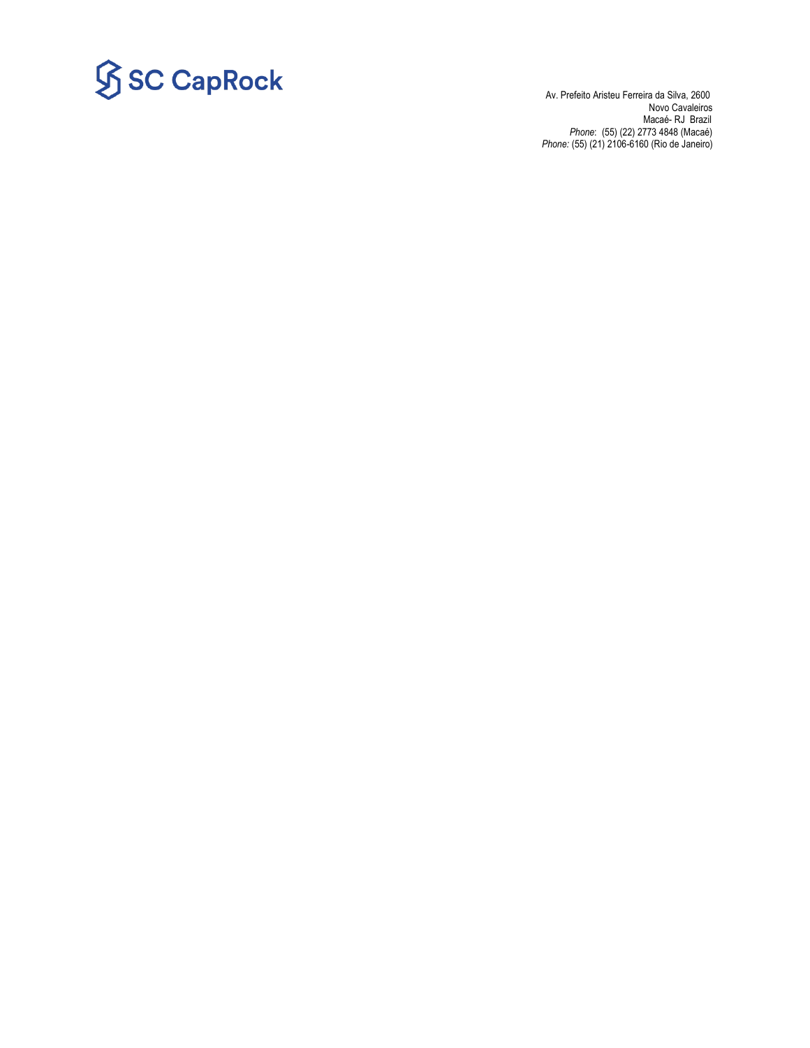SC CapRock

Av. Prefeito Aristeu Ferreira da Silva, 2600
Novo Cavaleiros
Macaé- RJ Brazil
*Phone*: (55) (22) 2773 4848 (Macaé)
*Phone:* (55) (21) 2106-6160 (Rio de Janeiro)